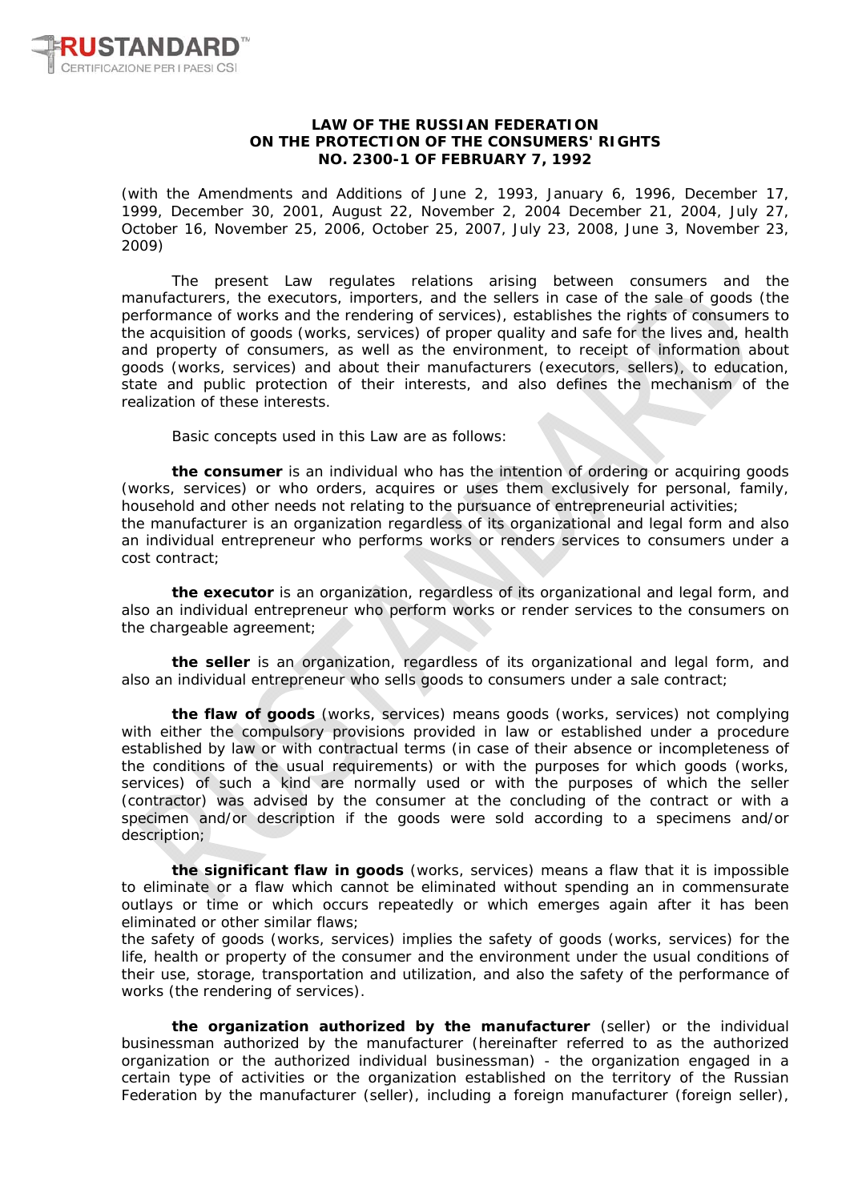# LAW OF THE RUSSIAN FEDERATION
# ON THE PROTECTION OF THE CONSUMERS' RIGHTS
# NO. 2300-1 OF FEBRUARY 7, 1992

(with the Amendments and Additions of June 2, 1993, January 6, 1996, December 17, 1999, December 30, 2001, August 22, November 2, 2004 December 21, 2004, July 27, October 16, November 25, 2006, October 25, 2007, July 23, 2008, June 3, November 23, 2009)

The present Law regulates relations arising between consumers and the manufacturers, the executors, importers, and the sellers in case of the sale of goods (the performance of works and the rendering of services), establishes the rights of consumers to the acquisition of goods (works, services) of proper quality and safe for the lives and, health and property of consumers, as well as the environment, to receipt of information about goods (works, services) and about their manufacturers (executors, sellers), to education, state and public protection of their interests, and also defines the mechanism of the realization of these interests.

Basic concepts used in this Law are as follows:

**the consumer** is an individual who has the intention of ordering or acquiring goods (works, services) or who orders, acquires or uses them exclusively for personal, family, household and other needs not relating to the pursuance of entrepreneurial activities;
the manufacturer is an organization regardless of its organizational and legal form and also an individual entrepreneur who performs works or renders services to consumers under a cost contract;

**the executor** is an organization, regardless of its organizational and legal form, and also an individual entrepreneur who perform works or render services to the consumers on the chargeable agreement;

**the seller** is an organization, regardless of its organizational and legal form, and also an individual entrepreneur who sells goods to consumers under a sale contract;

**the flaw of goods** (works, services) means goods (works, services) not complying with either the compulsory provisions provided in law or established under a procedure established by law or with contractual terms (in case of their absence or incompleteness of the conditions of the usual requirements) or with the purposes for which goods (works, services) of such a kind are normally used or with the purposes of which the seller (contractor) was advised by the consumer at the concluding of the contract or with a specimen and/or description if the goods were sold according to a specimens and/or description;

**the significant flaw in goods** (works, services) means a flaw that it is impossible to eliminate or a flaw which cannot be eliminated without spending an in commensurate outlays or time or which occurs repeatedly or which emerges again after it has been eliminated or other similar flaws;
the safety of goods (works, services) implies the safety of goods (works, services) for the life, health or property of the consumer and the environment under the usual conditions of their use, storage, transportation and utilization, and also the safety of the performance of works (the rendering of services).

**the organization authorized by the manufacturer** (seller) or the individual businessman authorized by the manufacturer (hereinafter referred to as the authorized organization or the authorized individual businessman) - the organization engaged in a certain type of activities or the organization established on the territory of the Russian Federation by the manufacturer (seller), including a foreign manufacturer (foreign seller),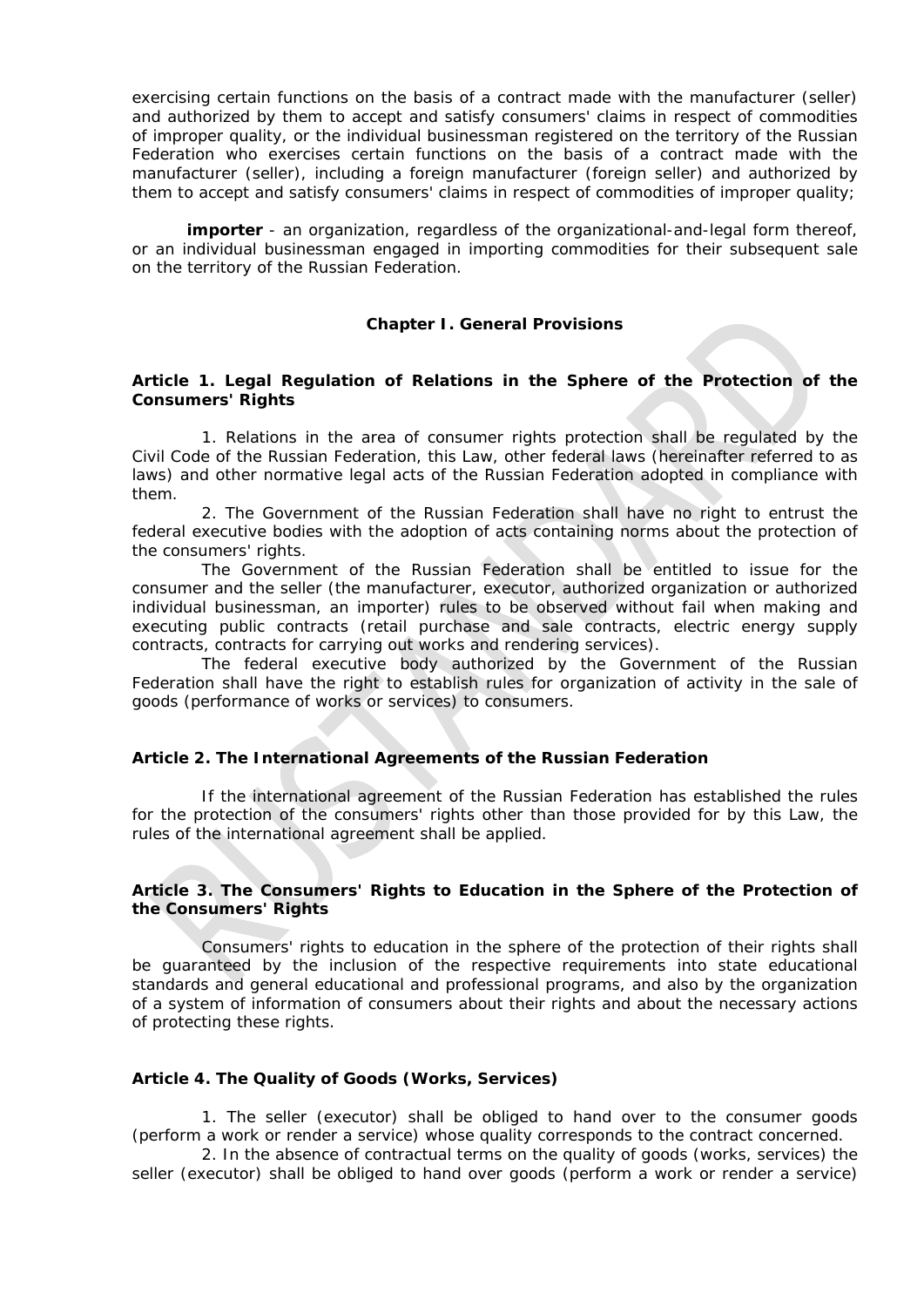exercising certain functions on the basis of a contract made with the manufacturer (seller) and authorized by them to accept and satisfy consumers' claims in respect of commodities of improper quality, or the individual businessman registered on the territory of the Russian Federation who exercises certain functions on the basis of a contract made with the manufacturer (seller), including a foreign manufacturer (foreign seller) and authorized by them to accept and satisfy consumers' claims in respect of commodities of improper quality;

**importer** - an organization, regardless of the organizational-and-legal form thereof, or an individual businessman engaged in importing commodities for their subsequent sale on the territory of the Russian Federation.

## Chapter I. General Provisions

### Article 1. Legal Regulation of Relations in the Sphere of the Protection of the Consumers' Rights

1. Relations in the area of consumer rights protection shall be regulated by the Civil Code of the Russian Federation, this Law, other federal laws (hereinafter referred to as laws) and other normative legal acts of the Russian Federation adopted in compliance with them.

2. The Government of the Russian Federation shall have no right to entrust the federal executive bodies with the adoption of acts containing norms about the protection of the consumers' rights.

The Government of the Russian Federation shall be entitled to issue for the consumer and the seller (the manufacturer, executor, authorized organization or authorized individual businessman, an importer) rules to be observed without fail when making and executing public contracts (retail purchase and sale contracts, electric energy supply contracts, contracts for carrying out works and rendering services).

The federal executive body authorized by the Government of the Russian Federation shall have the right to establish rules for organization of activity in the sale of goods (performance of works or services) to consumers.

### Article 2. The International Agreements of the Russian Federation

If the international agreement of the Russian Federation has established the rules for the protection of the consumers' rights other than those provided for by this Law, the rules of the international agreement shall be applied.

### Article 3. The Consumers' Rights to Education in the Sphere of the Protection of the Consumers' Rights

Consumers' rights to education in the sphere of the protection of their rights shall be guaranteed by the inclusion of the respective requirements into state educational standards and general educational and professional programs, and also by the organization of a system of information of consumers about their rights and about the necessary actions of protecting these rights.

### Article 4. The Quality of Goods (Works, Services)

1. The seller (executor) shall be obliged to hand over to the consumer goods (perform a work or render a service) whose quality corresponds to the contract concerned.

2. In the absence of contractual terms on the quality of goods (works, services) the seller (executor) shall be obliged to hand over goods (perform a work or render a service)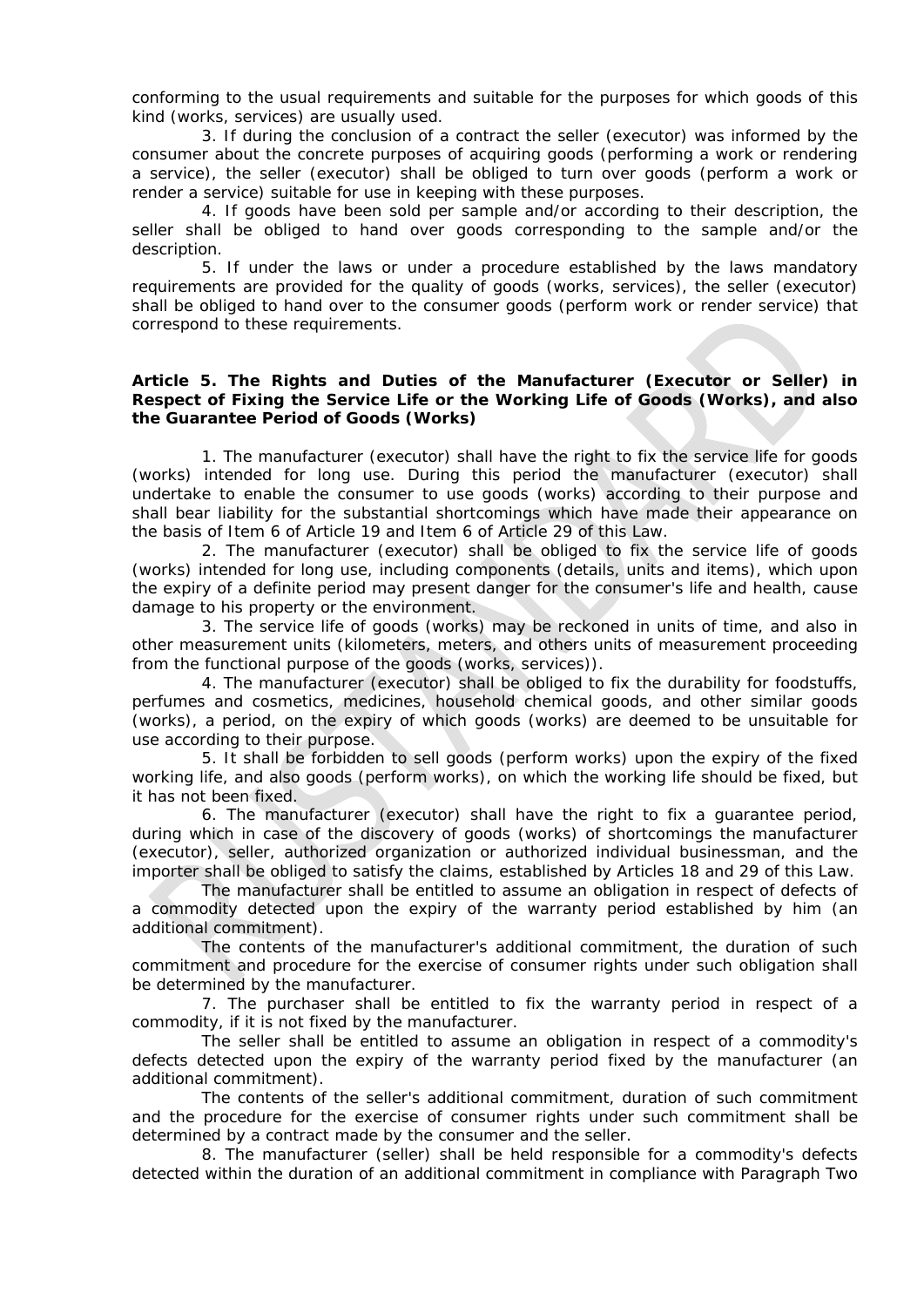conforming to the usual requirements and suitable for the purposes for which goods of this kind (works, services) are usually used.

3. If during the conclusion of a contract the seller (executor) was informed by the consumer about the concrete purposes of acquiring goods (performing a work or rendering a service), the seller (executor) shall be obliged to turn over goods (perform a work or render a service) suitable for use in keeping with these purposes.

4. If goods have been sold per sample and/or according to their description, the seller shall be obliged to hand over goods corresponding to the sample and/or the description.

5. If under the laws or under a procedure established by the laws mandatory requirements are provided for the quality of goods (works, services), the seller (executor) shall be obliged to hand over to the consumer goods (perform work or render service) that correspond to these requirements.

**Article 5. The Rights and Duties of the Manufacturer (Executor or Seller) in Respect of Fixing the Service Life or the Working Life of Goods (Works), and also the Guarantee Period of Goods (Works)**

1. The manufacturer (executor) shall have the right to fix the service life for goods (works) intended for long use. During this period the manufacturer (executor) shall undertake to enable the consumer to use goods (works) according to their purpose and shall bear liability for the substantial shortcomings which have made their appearance on the basis of Item 6 of Article 19 and Item 6 of Article 29 of this Law.

2. The manufacturer (executor) shall be obliged to fix the service life of goods (works) intended for long use, including components (details, units and items), which upon the expiry of a definite period may present danger for the consumer's life and health, cause damage to his property or the environment.

3. The service life of goods (works) may be reckoned in units of time, and also in other measurement units (kilometers, meters, and others units of measurement proceeding from the functional purpose of the goods (works, services)).

4. The manufacturer (executor) shall be obliged to fix the durability for foodstuffs, perfumes and cosmetics, medicines, household chemical goods, and other similar goods (works), a period, on the expiry of which goods (works) are deemed to be unsuitable for use according to their purpose.

5. It shall be forbidden to sell goods (perform works) upon the expiry of the fixed working life, and also goods (perform works), on which the working life should be fixed, but it has not been fixed.

6. The manufacturer (executor) shall have the right to fix a guarantee period, during which in case of the discovery of goods (works) of shortcomings the manufacturer (executor), seller, authorized organization or authorized individual businessman, and the importer shall be obliged to satisfy the claims, established by Articles 18 and 29 of this Law.

The manufacturer shall be entitled to assume an obligation in respect of defects of a commodity detected upon the expiry of the warranty period established by him (an additional commitment).

The contents of the manufacturer's additional commitment, the duration of such commitment and procedure for the exercise of consumer rights under such obligation shall be determined by the manufacturer.

7. The purchaser shall be entitled to fix the warranty period in respect of a commodity, if it is not fixed by the manufacturer.

The seller shall be entitled to assume an obligation in respect of a commodity's defects detected upon the expiry of the warranty period fixed by the manufacturer (an additional commitment).

The contents of the seller's additional commitment, duration of such commitment and the procedure for the exercise of consumer rights under such commitment shall be determined by a contract made by the consumer and the seller.

8. The manufacturer (seller) shall be held responsible for a commodity's defects detected within the duration of an additional commitment in compliance with Paragraph Two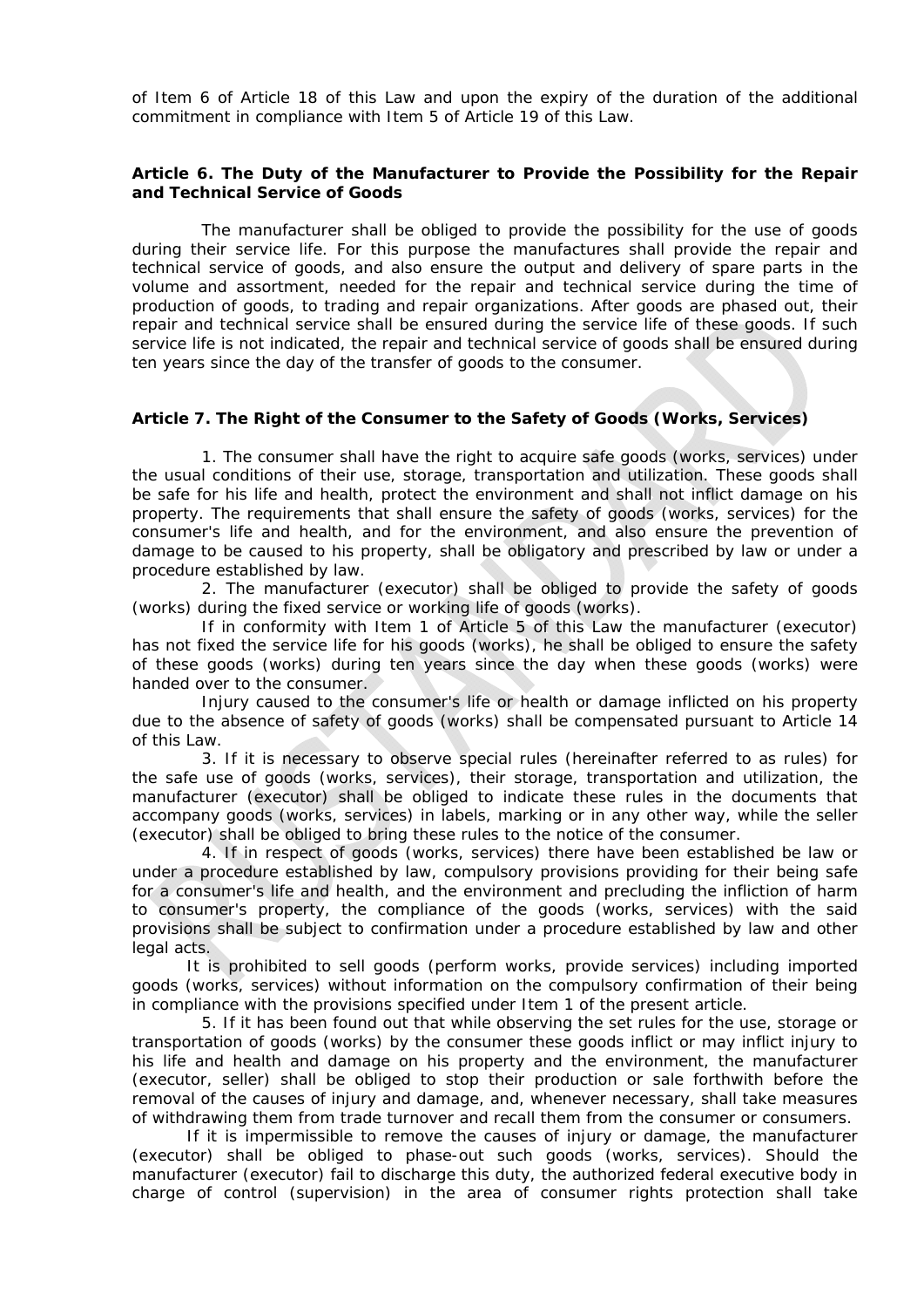of Item 6 of Article 18 of this Law and upon the expiry of the duration of the additional commitment in compliance with Item 5 of Article 19 of this Law.

### Article 6. The Duty of the Manufacturer to Provide the Possibility for the Repair and Technical Service of Goods

The manufacturer shall be obliged to provide the possibility for the use of goods during their service life. For this purpose the manufactures shall provide the repair and technical service of goods, and also ensure the output and delivery of spare parts in the volume and assortment, needed for the repair and technical service during the time of production of goods, to trading and repair organizations. After goods are phased out, their repair and technical service shall be ensured during the service life of these goods. If such service life is not indicated, the repair and technical service of goods shall be ensured during ten years since the day of the transfer of goods to the consumer.

### Article 7. The Right of the Consumer to the Safety of Goods (Works, Services)

1. The consumer shall have the right to acquire safe goods (works, services) under the usual conditions of their use, storage, transportation and utilization. These goods shall be safe for his life and health, protect the environment and shall not inflict damage on his property. The requirements that shall ensure the safety of goods (works, services) for the consumer's life and health, and for the environment, and also ensure the prevention of damage to be caused to his property, shall be obligatory and prescribed by law or under a procedure established by law.

2. The manufacturer (executor) shall be obliged to provide the safety of goods (works) during the fixed service or working life of goods (works).

If in conformity with Item 1 of Article 5 of this Law the manufacturer (executor) has not fixed the service life for his goods (works), he shall be obliged to ensure the safety of these goods (works) during ten years since the day when these goods (works) were handed over to the consumer.

Injury caused to the consumer's life or health or damage inflicted on his property due to the absence of safety of goods (works) shall be compensated pursuant to Article 14 of this Law.

3. If it is necessary to observe special rules (hereinafter referred to as rules) for the safe use of goods (works, services), their storage, transportation and utilization, the manufacturer (executor) shall be obliged to indicate these rules in the documents that accompany goods (works, services) in labels, marking or in any other way, while the seller (executor) shall be obliged to bring these rules to the notice of the consumer.

4. If in respect of goods (works, services) there have been established be law or under a procedure established by law, compulsory provisions providing for their being safe for a consumer's life and health, and the environment and precluding the infliction of harm to consumer's property, the compliance of the goods (works, services) with the said provisions shall be subject to confirmation under a procedure established by law and other legal acts.

It is prohibited to sell goods (perform works, provide services) including imported goods (works, services) without information on the compulsory confirmation of their being in compliance with the provisions specified under Item 1 of the present article.

5. If it has been found out that while observing the set rules for the use, storage or transportation of goods (works) by the consumer these goods inflict or may inflict injury to his life and health and damage on his property and the environment, the manufacturer (executor, seller) shall be obliged to stop their production or sale forthwith before the removal of the causes of injury and damage, and, whenever necessary, shall take measures of withdrawing them from trade turnover and recall them from the consumer or consumers.

If it is impermissible to remove the causes of injury or damage, the manufacturer (executor) shall be obliged to phase-out such goods (works, services). Should the manufacturer (executor) fail to discharge this duty, the authorized federal executive body in charge of control (supervision) in the area of consumer rights protection shall take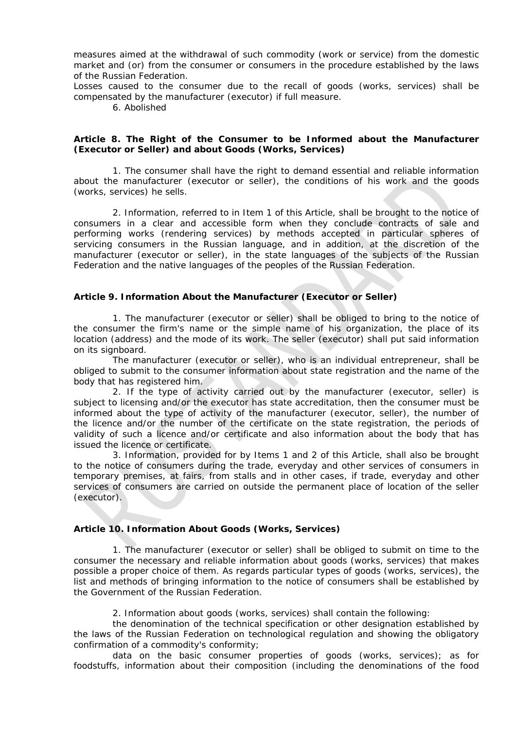measures aimed at the withdrawal of such commodity (work or service) from the domestic market and (or) from the consumer or consumers in the procedure established by the laws of the Russian Federation.
Losses caused to the consumer due to the recall of goods (works, services) shall be compensated by the manufacturer (executor) if full measure.

6. Abolished

**Article 8. The Right of the Consumer to be Informed about the Manufacturer (Executor or Seller) and about Goods (Works, Services)**

1. The consumer shall have the right to demand essential and reliable information about the manufacturer (executor or seller), the conditions of his work and the goods (works, services) he sells.

2. Information, referred to in Item 1 of this Article, shall be brought to the notice of consumers in a clear and accessible form when they conclude contracts of sale and performing works (rendering services) by methods accepted in particular spheres of servicing consumers in the Russian language, and in addition, at the discretion of the manufacturer (executor or seller), in the state languages of the subjects of the Russian Federation and the native languages of the peoples of the Russian Federation.

**Article 9. Information About the Manufacturer (Executor or Seller)**

1. The manufacturer (executor or seller) shall be obliged to bring to the notice of the consumer the firm's name or the simple name of his organization, the place of its location (address) and the mode of its work. The seller (executor) shall put said information on its signboard.

The manufacturer (executor or seller), who is an individual entrepreneur, shall be obliged to submit to the consumer information about state registration and the name of the body that has registered him.

2. If the type of activity carried out by the manufacturer (executor, seller) is subject to licensing and/or the executor has state accreditation, then the consumer must be informed about the type of activity of the manufacturer (executor, seller), the number of the licence and/or the number of the certificate on the state registration, the periods of validity of such a licence and/or certificate and also information about the body that has issued the licence or certificate.

3. Information, provided for by Items 1 and 2 of this Article, shall also be brought to the notice of consumers during the trade, everyday and other services of consumers in temporary premises, at fairs, from stalls and in other cases, if trade, everyday and other services of consumers are carried on outside the permanent place of location of the seller (executor).

**Article 10. Information About Goods (Works, Services)**

1. The manufacturer (executor or seller) shall be obliged to submit on time to the consumer the necessary and reliable information about goods (works, services) that makes possible a proper choice of them. As regards particular types of goods (works, services), the list and methods of bringing information to the notice of consumers shall be established by the Government of the Russian Federation.

2. Information about goods (works, services) shall contain the following:

the denomination of the technical specification or other designation established by the laws of the Russian Federation on technological regulation and showing the obligatory confirmation of a commodity's conformity;

data on the basic consumer properties of goods (works, services); as for foodstuffs, information about their composition (including the denominations of the food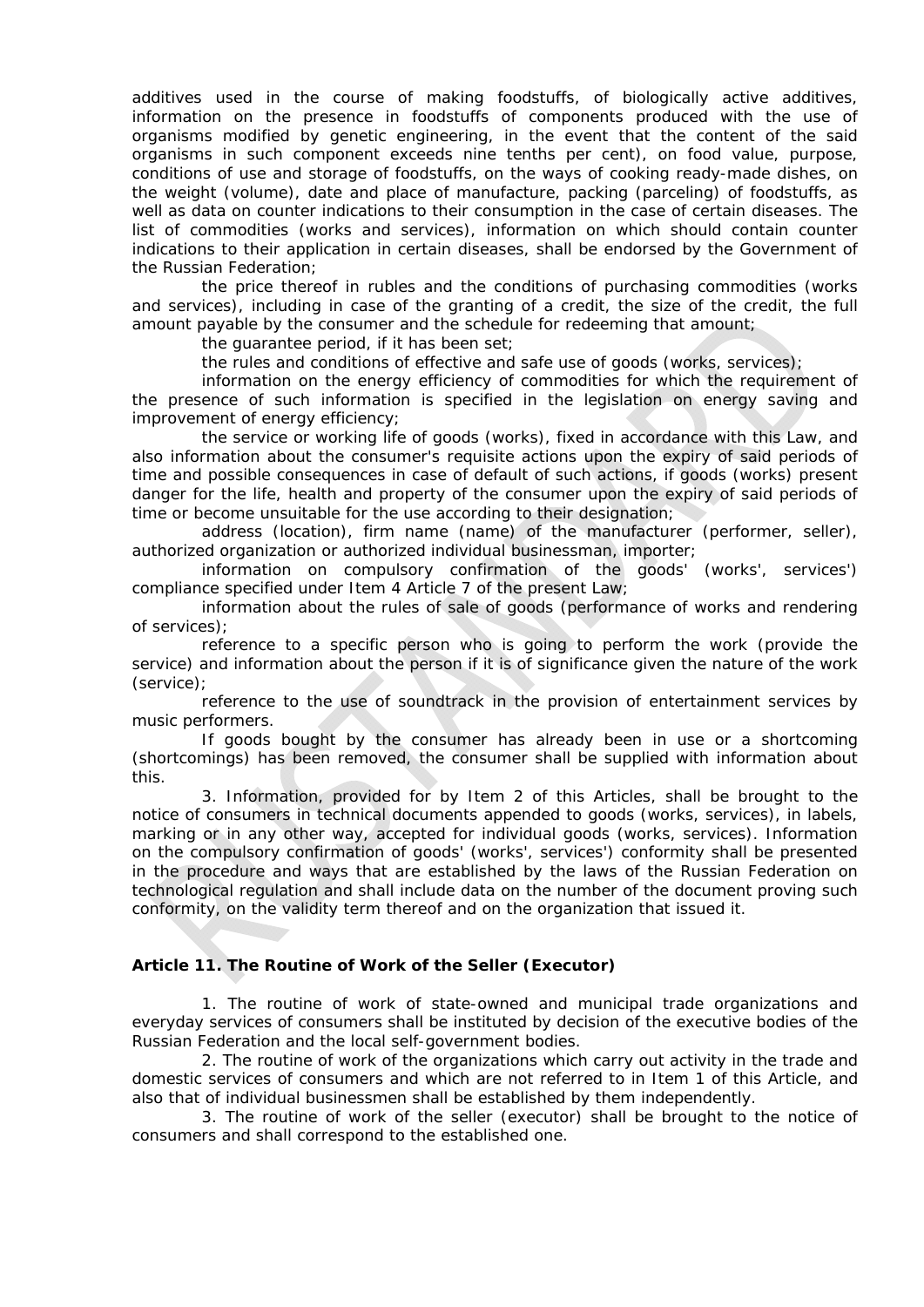additives used in the course of making foodstuffs, of biologically active additives, information on the presence in foodstuffs of components produced with the use of organisms modified by genetic engineering, in the event that the content of the said organisms in such component exceeds nine tenths per cent), on food value, purpose, conditions of use and storage of foodstuffs, on the ways of cooking ready-made dishes, on the weight (volume), date and place of manufacture, packing (parceling) of foodstuffs, as well as data on counter indications to their consumption in the case of certain diseases. The list of commodities (works and services), information on which should contain counter indications to their application in certain diseases, shall be endorsed by the Government of the Russian Federation;

the price thereof in rubles and the conditions of purchasing commodities (works and services), including in case of the granting of a credit, the size of the credit, the full amount payable by the consumer and the schedule for redeeming that amount;

the guarantee period, if it has been set;

the rules and conditions of effective and safe use of goods (works, services);

information on the energy efficiency of commodities for which the requirement of the presence of such information is specified in the legislation on energy saving and improvement of energy efficiency;

the service or working life of goods (works), fixed in accordance with this Law, and also information about the consumer's requisite actions upon the expiry of said periods of time and possible consequences in case of default of such actions, if goods (works) present danger for the life, health and property of the consumer upon the expiry of said periods of time or become unsuitable for the use according to their designation;

address (location), firm name (name) of the manufacturer (performer, seller), authorized organization or authorized individual businessman, importer;

information on compulsory confirmation of the goods' (works', services') compliance specified under Item 4 Article 7 of the present Law;

information about the rules of sale of goods (performance of works and rendering of services);

reference to a specific person who is going to perform the work (provide the service) and information about the person if it is of significance given the nature of the work (service);

reference to the use of soundtrack in the provision of entertainment services by music performers.

If goods bought by the consumer has already been in use or a shortcoming (shortcomings) has been removed, the consumer shall be supplied with information about this.

3. Information, provided for by Item 2 of this Articles, shall be brought to the notice of consumers in technical documents appended to goods (works, services), in labels, marking or in any other way, accepted for individual goods (works, services). Information on the compulsory confirmation of goods' (works', services') conformity shall be presented in the procedure and ways that are established by the laws of the Russian Federation on technological regulation and shall include data on the number of the document proving such conformity, on the validity term thereof and on the organization that issued it.

### Article 11. The Routine of Work of the Seller (Executor)

1. The routine of work of state-owned and municipal trade organizations and everyday services of consumers shall be instituted by decision of the executive bodies of the Russian Federation and the local self-government bodies.

2. The routine of work of the organizations which carry out activity in the trade and domestic services of consumers and which are not referred to in Item 1 of this Article, and also that of individual businessmen shall be established by them independently.

3. The routine of work of the seller (executor) shall be brought to the notice of consumers and shall correspond to the established one.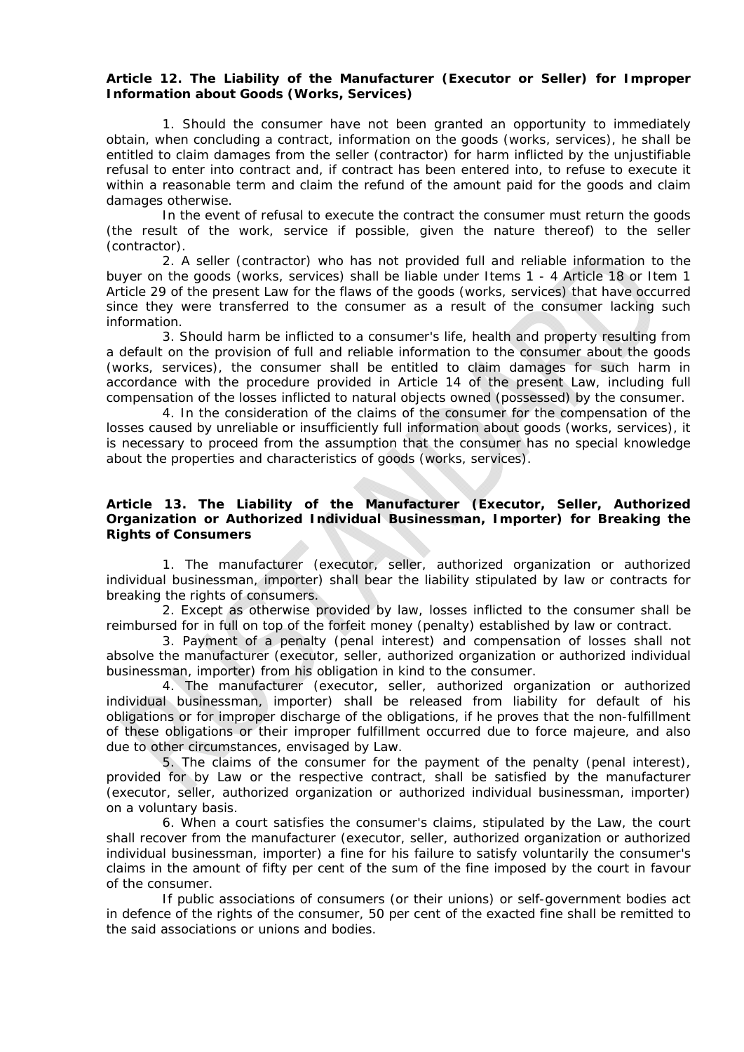**Article 12. The Liability of the Manufacturer (Executor or Seller) for Improper Information about Goods (Works, Services)**

1. Should the consumer have not been granted an opportunity to immediately obtain, when concluding a contract, information on the goods (works, services), he shall be entitled to claim damages from the seller (contractor) for harm inflicted by the unjustifiable refusal to enter into contract and, if contract has been entered into, to refuse to execute it within a reasonable term and claim the refund of the amount paid for the goods and claim damages otherwise.

In the event of refusal to execute the contract the consumer must return the goods (the result of the work, service if possible, given the nature thereof) to the seller (contractor).

2. A seller (contractor) who has not provided full and reliable information to the buyer on the goods (works, services) shall be liable under Items 1 - 4 Article 18 or Item 1 Article 29 of the present Law for the flaws of the goods (works, services) that have occurred since they were transferred to the consumer as a result of the consumer lacking such information.

3. Should harm be inflicted to a consumer's life, health and property resulting from a default on the provision of full and reliable information to the consumer about the goods (works, services), the consumer shall be entitled to claim damages for such harm in accordance with the procedure provided in Article 14 of the present Law, including full compensation of the losses inflicted to natural objects owned (possessed) by the consumer.

4. In the consideration of the claims of the consumer for the compensation of the losses caused by unreliable or insufficiently full information about goods (works, services), it is necessary to proceed from the assumption that the consumer has no special knowledge about the properties and characteristics of goods (works, services).

**Article 13. The Liability of the Manufacturer (Executor, Seller, Authorized Organization or Authorized Individual Businessman, Importer) for Breaking the Rights of Consumers**

1. The manufacturer (executor, seller, authorized organization or authorized individual businessman, importer) shall bear the liability stipulated by law or contracts for breaking the rights of consumers.

2. Except as otherwise provided by law, losses inflicted to the consumer shall be reimbursed for in full on top of the forfeit money (penalty) established by law or contract.

3. Payment of a penalty (penal interest) and compensation of losses shall not absolve the manufacturer (executor, seller, authorized organization or authorized individual businessman, importer) from his obligation in kind to the consumer.

4. The manufacturer (executor, seller, authorized organization or authorized individual businessman, importer) shall be released from liability for default of his obligations or for improper discharge of the obligations, if he proves that the non-fulfillment of these obligations or their improper fulfillment occurred due to force majeure, and also due to other circumstances, envisaged by Law.

5. The claims of the consumer for the payment of the penalty (penal interest), provided for by Law or the respective contract, shall be satisfied by the manufacturer (executor, seller, authorized organization or authorized individual businessman, importer) on a voluntary basis.

6. When a court satisfies the consumer's claims, stipulated by the Law, the court shall recover from the manufacturer (executor, seller, authorized organization or authorized individual businessman, importer) a fine for his failure to satisfy voluntarily the consumer's claims in the amount of fifty per cent of the sum of the fine imposed by the court in favour of the consumer.

If public associations of consumers (or their unions) or self-government bodies act in defence of the rights of the consumer, 50 per cent of the exacted fine shall be remitted to the said associations or unions and bodies.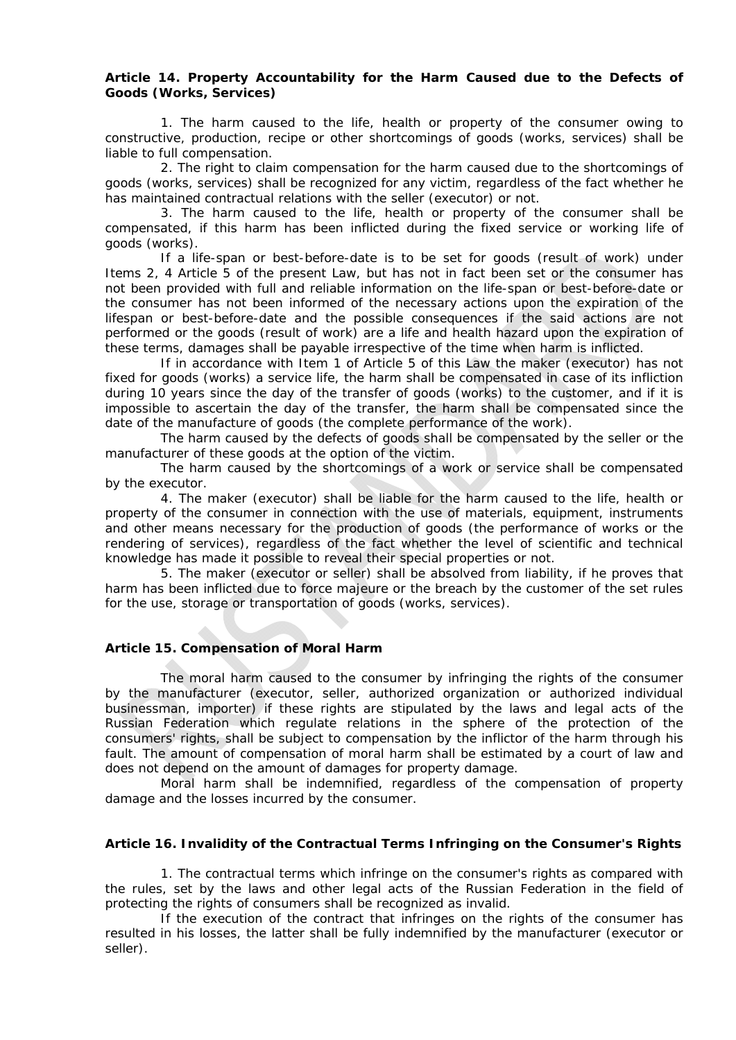**Article 14. Property Accountability for the Harm Caused due to the Defects of Goods (Works, Services)**

1. The harm caused to the life, health or property of the consumer owing to constructive, production, recipe or other shortcomings of goods (works, services) shall be liable to full compensation.

2. The right to claim compensation for the harm caused due to the shortcomings of goods (works, services) shall be recognized for any victim, regardless of the fact whether he has maintained contractual relations with the seller (executor) or not.

3. The harm caused to the life, health or property of the consumer shall be compensated, if this harm has been inflicted during the fixed service or working life of goods (works).

If a life-span or best-before-date is to be set for goods (result of work) under Items 2, 4 Article 5 of the present Law, but has not in fact been set or the consumer has not been provided with full and reliable information on the life-span or best-before-date or the consumer has not been informed of the necessary actions upon the expiration of the lifespan or best-before-date and the possible consequences if the said actions are not performed or the goods (result of work) are a life and health hazard upon the expiration of these terms, damages shall be payable irrespective of the time when harm is inflicted.

If in accordance with Item 1 of Article 5 of this Law the maker (executor) has not fixed for goods (works) a service life, the harm shall be compensated in case of its infliction during 10 years since the day of the transfer of goods (works) to the customer, and if it is impossible to ascertain the day of the transfer, the harm shall be compensated since the date of the manufacture of goods (the complete performance of the work).

The harm caused by the defects of goods shall be compensated by the seller or the manufacturer of these goods at the option of the victim.

The harm caused by the shortcomings of a work or service shall be compensated by the executor.

4. The maker (executor) shall be liable for the harm caused to the life, health or property of the consumer in connection with the use of materials, equipment, instruments and other means necessary for the production of goods (the performance of works or the rendering of services), regardless of the fact whether the level of scientific and technical knowledge has made it possible to reveal their special properties or not.

5. The maker (executor or seller) shall be absolved from liability, if he proves that harm has been inflicted due to force majeure or the breach by the customer of the set rules for the use, storage or transportation of goods (works, services).

**Article 15. Compensation of Moral Harm**

The moral harm caused to the consumer by infringing the rights of the consumer by the manufacturer (executor, seller, authorized organization or authorized individual businessman, importer) if these rights are stipulated by the laws and legal acts of the Russian Federation which regulate relations in the sphere of the protection of the consumers' rights, shall be subject to compensation by the inflictor of the harm through his fault. The amount of compensation of moral harm shall be estimated by a court of law and does not depend on the amount of damages for property damage.

Moral harm shall be indemnified, regardless of the compensation of property damage and the losses incurred by the consumer.

**Article 16. Invalidity of the Contractual Terms Infringing on the Consumer's Rights**

1. The contractual terms which infringe on the consumer's rights as compared with the rules, set by the laws and other legal acts of the Russian Federation in the field of protecting the rights of consumers shall be recognized as invalid.

If the execution of the contract that infringes on the rights of the consumer has resulted in his losses, the latter shall be fully indemnified by the manufacturer (executor or seller).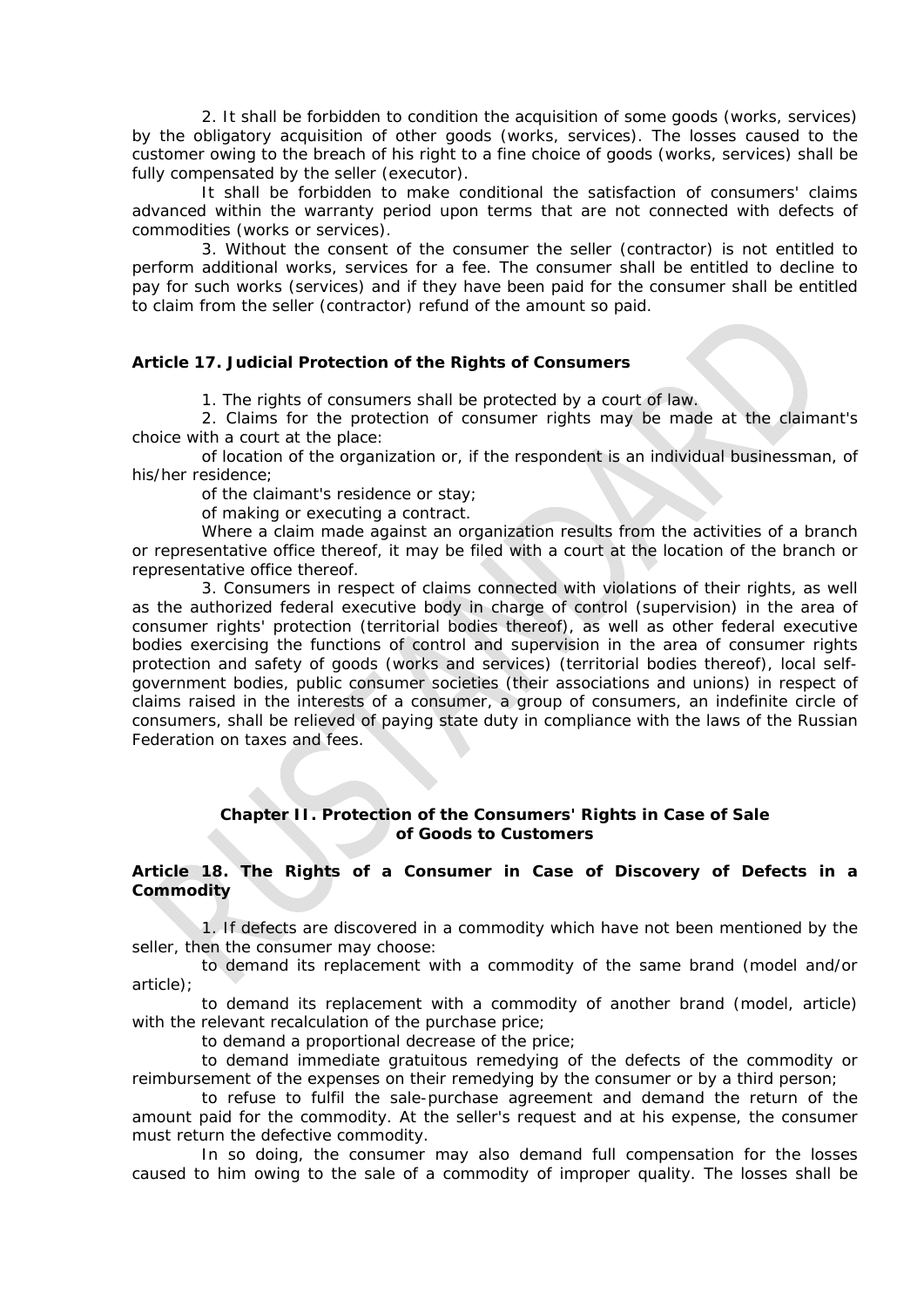2. It shall be forbidden to condition the acquisition of some goods (works, services) by the obligatory acquisition of other goods (works, services). The losses caused to the customer owing to the breach of his right to a fine choice of goods (works, services) shall be fully compensated by the seller (executor).

It shall be forbidden to make conditional the satisfaction of consumers' claims advanced within the warranty period upon terms that are not connected with defects of commodities (works or services).

3. Without the consent of the consumer the seller (contractor) is not entitled to perform additional works, services for a fee. The consumer shall be entitled to decline to pay for such works (services) and if they have been paid for the consumer shall be entitled to claim from the seller (contractor) refund of the amount so paid.

### Article 17. Judicial Protection of the Rights of Consumers

1. The rights of consumers shall be protected by a court of law.

2. Claims for the protection of consumer rights may be made at the claimant's choice with a court at the place:

of location of the organization or, if the respondent is an individual businessman, of his/her residence;

of the claimant's residence or stay;

of making or executing a contract.

Where a claim made against an organization results from the activities of a branch or representative office thereof, it may be filed with a court at the location of the branch or representative office thereof.

3. Consumers in respect of claims connected with violations of their rights, as well as the authorized federal executive body in charge of control (supervision) in the area of consumer rights' protection (territorial bodies thereof), as well as other federal executive bodies exercising the functions of control and supervision in the area of consumer rights protection and safety of goods (works and services) (territorial bodies thereof), local self-government bodies, public consumer societies (their associations and unions) in respect of claims raised in the interests of a consumer, a group of consumers, an indefinite circle of consumers, shall be relieved of paying state duty in compliance with the laws of the Russian Federation on taxes and fees.

## Chapter II. Protection of the Consumers' Rights in Case of Sale of Goods to Customers

### Article 18. The Rights of a Consumer in Case of Discovery of Defects in a Commodity

1. If defects are discovered in a commodity which have not been mentioned by the seller, then the consumer may choose:

to demand its replacement with a commodity of the same brand (model and/or article);

to demand its replacement with a commodity of another brand (model, article) with the relevant recalculation of the purchase price;

to demand a proportional decrease of the price;

to demand immediate gratuitous remedying of the defects of the commodity or reimbursement of the expenses on their remedying by the consumer or by a third person;

to refuse to fulfil the sale-purchase agreement and demand the return of the amount paid for the commodity. At the seller's request and at his expense, the consumer must return the defective commodity.

In so doing, the consumer may also demand full compensation for the losses caused to him owing to the sale of a commodity of improper quality. The losses shall be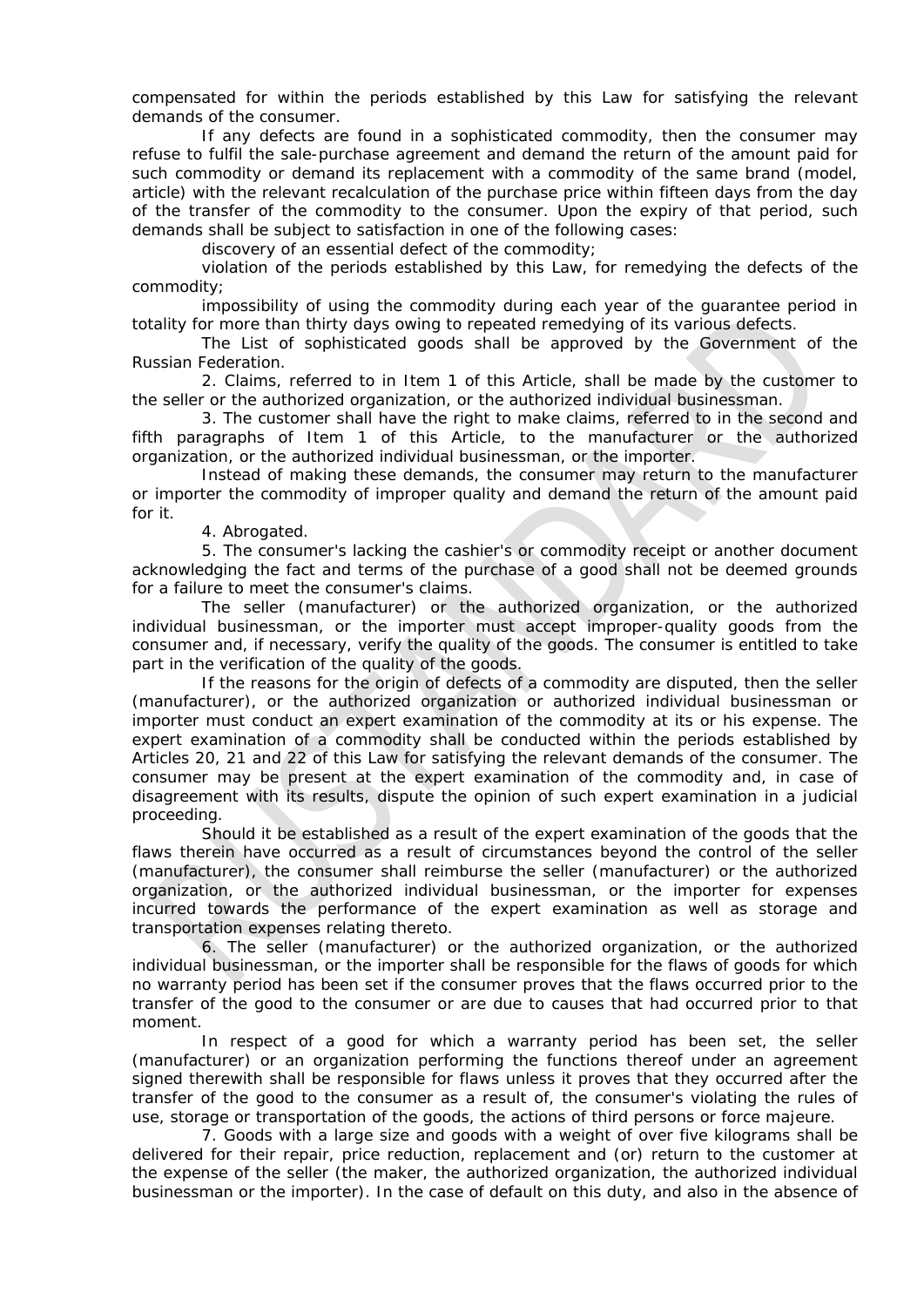compensated for within the periods established by this Law for satisfying the relevant demands of the consumer.

If any defects are found in a sophisticated commodity, then the consumer may refuse to fulfil the sale-purchase agreement and demand the return of the amount paid for such commodity or demand its replacement with a commodity of the same brand (model, article) with the relevant recalculation of the purchase price within fifteen days from the day of the transfer of the commodity to the consumer. Upon the expiry of that period, such demands shall be subject to satisfaction in one of the following cases:

discovery of an essential defect of the commodity;

violation of the periods established by this Law, for remedying the defects of the commodity;

impossibility of using the commodity during each year of the guarantee period in totality for more than thirty days owing to repeated remedying of its various defects.

The List of sophisticated goods shall be approved by the Government of the Russian Federation.

2. Claims, referred to in Item 1 of this Article, shall be made by the customer to the seller or the authorized organization, or the authorized individual businessman.

3. The customer shall have the right to make claims, referred to in the second and fifth paragraphs of Item 1 of this Article, to the manufacturer or the authorized organization, or the authorized individual businessman, or the importer.

Instead of making these demands, the consumer may return to the manufacturer or importer the commodity of improper quality and demand the return of the amount paid for it.

4. Abrogated.

5. The consumer's lacking the cashier's or commodity receipt or another document acknowledging the fact and terms of the purchase of a good shall not be deemed grounds for a failure to meet the consumer's claims.

The seller (manufacturer) or the authorized organization, or the authorized individual businessman, or the importer must accept improper-quality goods from the consumer and, if necessary, verify the quality of the goods. The consumer is entitled to take part in the verification of the quality of the goods.

If the reasons for the origin of defects of a commodity are disputed, then the seller (manufacturer), or the authorized organization or authorized individual businessman or importer must conduct an expert examination of the commodity at its or his expense. The expert examination of a commodity shall be conducted within the periods established by Articles 20, 21 and 22 of this Law for satisfying the relevant demands of the consumer. The consumer may be present at the expert examination of the commodity and, in case of disagreement with its results, dispute the opinion of such expert examination in a judicial proceeding.

Should it be established as a result of the expert examination of the goods that the flaws therein have occurred as a result of circumstances beyond the control of the seller (manufacturer), the consumer shall reimburse the seller (manufacturer) or the authorized organization, or the authorized individual businessman, or the importer for expenses incurred towards the performance of the expert examination as well as storage and transportation expenses relating thereto.

6. The seller (manufacturer) or the authorized organization, or the authorized individual businessman, or the importer shall be responsible for the flaws of goods for which no warranty period has been set if the consumer proves that the flaws occurred prior to the transfer of the good to the consumer or are due to causes that had occurred prior to that moment.

In respect of a good for which a warranty period has been set, the seller (manufacturer) or an organization performing the functions thereof under an agreement signed therewith shall be responsible for flaws unless it proves that they occurred after the transfer of the good to the consumer as a result of, the consumer's violating the rules of use, storage or transportation of the goods, the actions of third persons or force majeure.

7. Goods with a large size and goods with a weight of over five kilograms shall be delivered for their repair, price reduction, replacement and (or) return to the customer at the expense of the seller (the maker, the authorized organization, the authorized individual businessman or the importer). In the case of default on this duty, and also in the absence of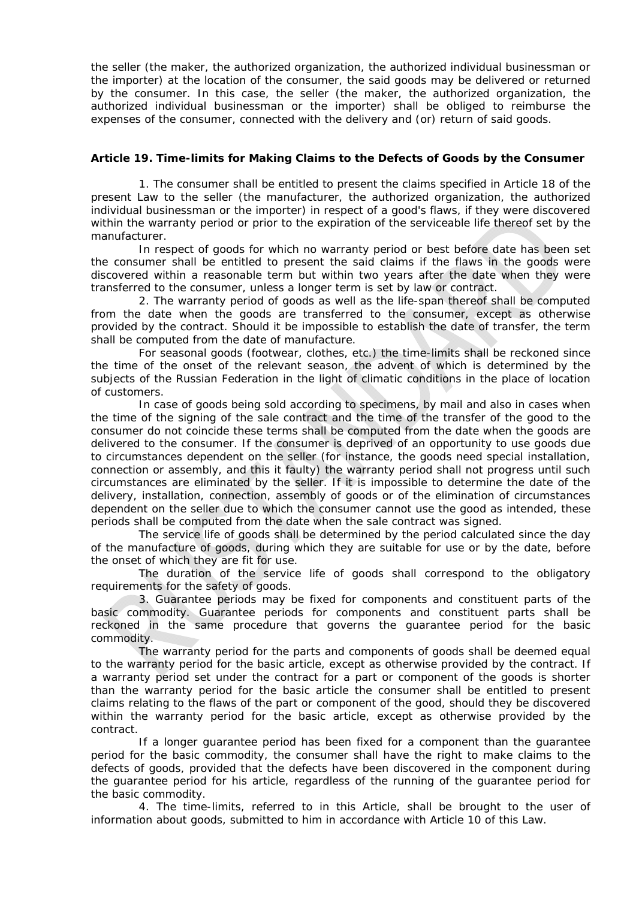the seller (the maker, the authorized organization, the authorized individual businessman or the importer) at the location of the consumer, the said goods may be delivered or returned by the consumer. In this case, the seller (the maker, the authorized organization, the authorized individual businessman or the importer) shall be obliged to reimburse the expenses of the consumer, connected with the delivery and (or) return of said goods.

### Article 19. Time-limits for Making Claims to the Defects of Goods by the Consumer

1. The consumer shall be entitled to present the claims specified in Article 18 of the present Law to the seller (the manufacturer, the authorized organization, the authorized individual businessman or the importer) in respect of a good's flaws, if they were discovered within the warranty period or prior to the expiration of the serviceable life thereof set by the manufacturer.

In respect of goods for which no warranty period or best before date has been set the consumer shall be entitled to present the said claims if the flaws in the goods were discovered within a reasonable term but within two years after the date when they were transferred to the consumer, unless a longer term is set by law or contract.

2. The warranty period of goods as well as the life-span thereof shall be computed from the date when the goods are transferred to the consumer, except as otherwise provided by the contract. Should it be impossible to establish the date of transfer, the term shall be computed from the date of manufacture.

For seasonal goods (footwear, clothes, etc.) the time-limits shall be reckoned since the time of the onset of the relevant season, the advent of which is determined by the subjects of the Russian Federation in the light of climatic conditions in the place of location of customers.

In case of goods being sold according to specimens, by mail and also in cases when the time of the signing of the sale contract and the time of the transfer of the good to the consumer do not coincide these terms shall be computed from the date when the goods are delivered to the consumer. If the consumer is deprived of an opportunity to use goods due to circumstances dependent on the seller (for instance, the goods need special installation, connection or assembly, and this it faulty) the warranty period shall not progress until such circumstances are eliminated by the seller. If it is impossible to determine the date of the delivery, installation, connection, assembly of goods or of the elimination of circumstances dependent on the seller due to which the consumer cannot use the good as intended, these periods shall be computed from the date when the sale contract was signed.

The service life of goods shall be determined by the period calculated since the day of the manufacture of goods, during which they are suitable for use or by the date, before the onset of which they are fit for use.

The duration of the service life of goods shall correspond to the obligatory requirements for the safety of goods.

3. Guarantee periods may be fixed for components and constituent parts of the basic commodity. Guarantee periods for components and constituent parts shall be reckoned in the same procedure that governs the guarantee period for the basic commodity.

The warranty period for the parts and components of goods shall be deemed equal to the warranty period for the basic article, except as otherwise provided by the contract. If a warranty period set under the contract for a part or component of the goods is shorter than the warranty period for the basic article the consumer shall be entitled to present claims relating to the flaws of the part or component of the good, should they be discovered within the warranty period for the basic article, except as otherwise provided by the contract.

If a longer guarantee period has been fixed for a component than the guarantee period for the basic commodity, the consumer shall have the right to make claims to the defects of goods, provided that the defects have been discovered in the component during the guarantee period for his article, regardless of the running of the guarantee period for the basic commodity.

4. The time-limits, referred to in this Article, shall be brought to the user of information about goods, submitted to him in accordance with Article 10 of this Law.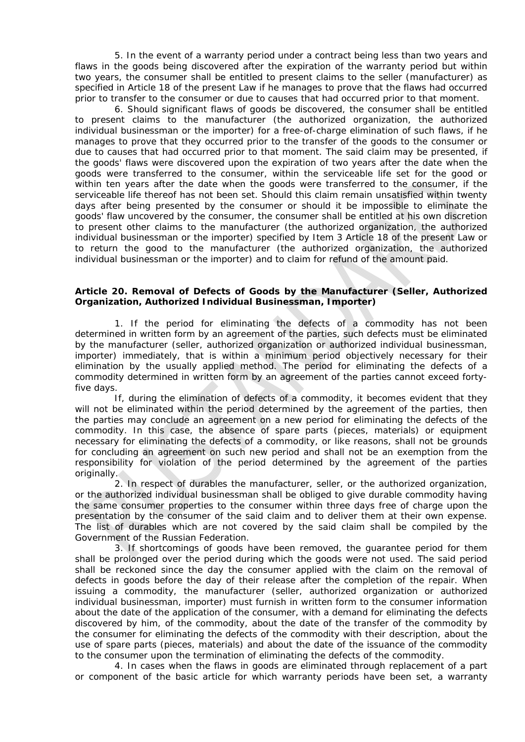5. In the event of a warranty period under a contract being less than two years and flaws in the goods being discovered after the expiration of the warranty period but within two years, the consumer shall be entitled to present claims to the seller (manufacturer) as specified in Article 18 of the present Law if he manages to prove that the flaws had occurred prior to transfer to the consumer or due to causes that had occurred prior to that moment.

6. Should significant flaws of goods be discovered, the consumer shall be entitled to present claims to the manufacturer (the authorized organization, the authorized individual businessman or the importer) for a free-of-charge elimination of such flaws, if he manages to prove that they occurred prior to the transfer of the goods to the consumer or due to causes that had occurred prior to that moment. The said claim may be presented, if the goods' flaws were discovered upon the expiration of two years after the date when the goods were transferred to the consumer, within the serviceable life set for the good or within ten years after the date when the goods were transferred to the consumer, if the serviceable life thereof has not been set. Should this claim remain unsatisfied within twenty days after being presented by the consumer or should it be impossible to eliminate the goods' flaw uncovered by the consumer, the consumer shall be entitled at his own discretion to present other claims to the manufacturer (the authorized organization, the authorized individual businessman or the importer) specified by Item 3 Article 18 of the present Law or to return the good to the manufacturer (the authorized organization, the authorized individual businessman or the importer) and to claim for refund of the amount paid.

**Article 20. Removal of Defects of Goods by the Manufacturer (Seller, Authorized Organization, Authorized Individual Businessman, Importer)**

1. If the period for eliminating the defects of a commodity has not been determined in written form by an agreement of the parties, such defects must be eliminated by the manufacturer (seller, authorized organization or authorized individual businessman, importer) immediately, that is within a minimum period objectively necessary for their elimination by the usually applied method. The period for eliminating the defects of a commodity determined in written form by an agreement of the parties cannot exceed forty-five days.

If, during the elimination of defects of a commodity, it becomes evident that they will not be eliminated within the period determined by the agreement of the parties, then the parties may conclude an agreement on a new period for eliminating the defects of the commodity. In this case, the absence of spare parts (pieces, materials) or equipment necessary for eliminating the defects of a commodity, or like reasons, shall not be grounds for concluding an agreement on such new period and shall not be an exemption from the responsibility for violation of the period determined by the agreement of the parties originally.

2. In respect of durables the manufacturer, seller, or the authorized organization, or the authorized individual businessman shall be obliged to give durable commodity having the same consumer properties to the consumer within three days free of charge upon the presentation by the consumer of the said claim and to deliver them at their own expense. The list of durables which are not covered by the said claim shall be compiled by the Government of the Russian Federation.

3. If shortcomings of goods have been removed, the guarantee period for them shall be prolonged over the period during which the goods were not used. The said period shall be reckoned since the day the consumer applied with the claim on the removal of defects in goods before the day of their release after the completion of the repair. When issuing a commodity, the manufacturer (seller, authorized organization or authorized individual businessman, importer) must furnish in written form to the consumer information about the date of the application of the consumer, with a demand for eliminating the defects discovered by him, of the commodity, about the date of the transfer of the commodity by the consumer for eliminating the defects of the commodity with their description, about the use of spare parts (pieces, materials) and about the date of the issuance of the commodity to the consumer upon the termination of eliminating the defects of the commodity.

4. In cases when the flaws in goods are eliminated through replacement of a part or component of the basic article for which warranty periods have been set, a warranty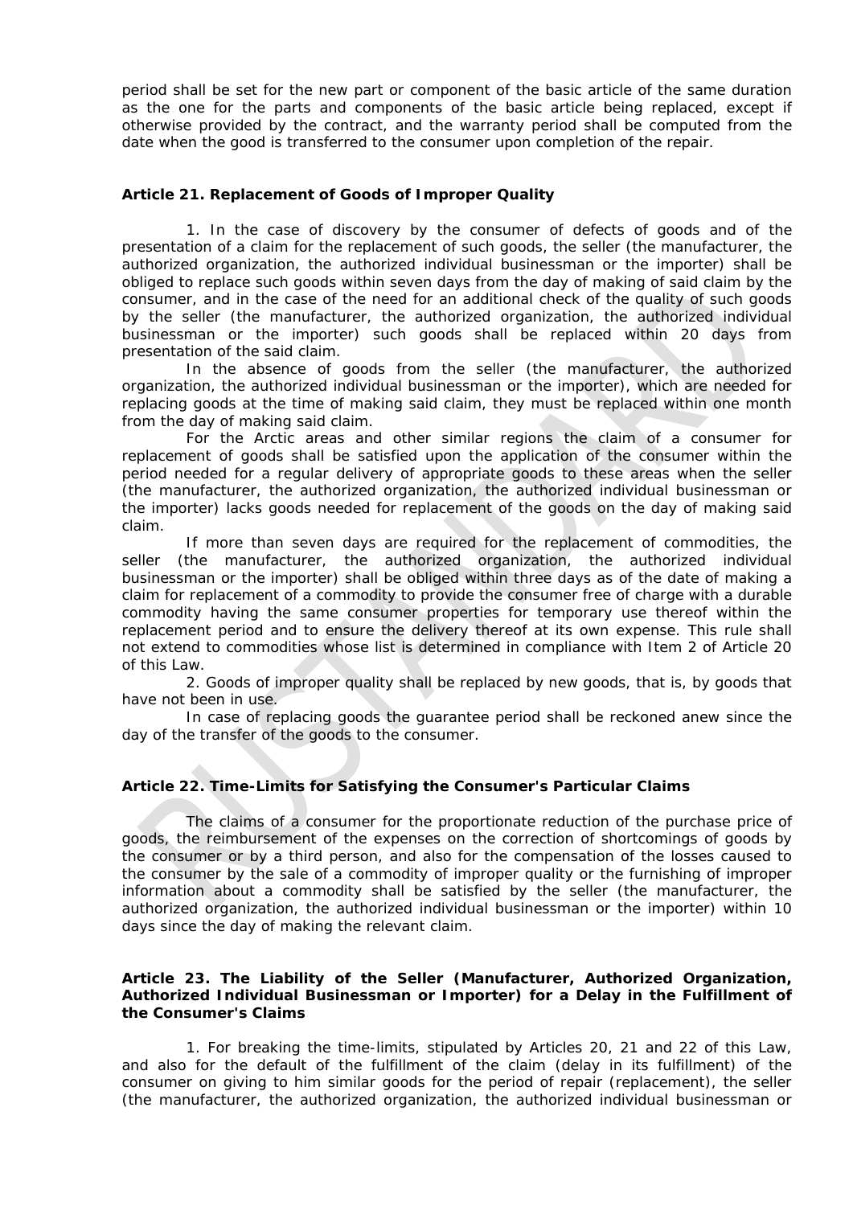period shall be set for the new part or component of the basic article of the same duration as the one for the parts and components of the basic article being replaced, except if otherwise provided by the contract, and the warranty period shall be computed from the date when the good is transferred to the consumer upon completion of the repair.

### Article 21. Replacement of Goods of Improper Quality

1. In the case of discovery by the consumer of defects of goods and of the presentation of a claim for the replacement of such goods, the seller (the manufacturer, the authorized organization, the authorized individual businessman or the importer) shall be obliged to replace such goods within seven days from the day of making of said claim by the consumer, and in the case of the need for an additional check of the quality of such goods by the seller (the manufacturer, the authorized organization, the authorized individual businessman or the importer) such goods shall be replaced within 20 days from presentation of the said claim.

In the absence of goods from the seller (the manufacturer, the authorized organization, the authorized individual businessman or the importer), which are needed for replacing goods at the time of making said claim, they must be replaced within one month from the day of making said claim.

For the Arctic areas and other similar regions the claim of a consumer for replacement of goods shall be satisfied upon the application of the consumer within the period needed for a regular delivery of appropriate goods to these areas when the seller (the manufacturer, the authorized organization, the authorized individual businessman or the importer) lacks goods needed for replacement of the goods on the day of making said claim.

If more than seven days are required for the replacement of commodities, the seller (the manufacturer, the authorized organization, the authorized individual businessman or the importer) shall be obliged within three days as of the date of making a claim for replacement of a commodity to provide the consumer free of charge with a durable commodity having the same consumer properties for temporary use thereof within the replacement period and to ensure the delivery thereof at its own expense. This rule shall not extend to commodities whose list is determined in compliance with Item 2 of Article 20 of this Law.

2. Goods of improper quality shall be replaced by new goods, that is, by goods that have not been in use.

In case of replacing goods the guarantee period shall be reckoned anew since the day of the transfer of the goods to the consumer.

### Article 22. Time-Limits for Satisfying the Consumer's Particular Claims

The claims of a consumer for the proportionate reduction of the purchase price of goods, the reimbursement of the expenses on the correction of shortcomings of goods by the consumer or by a third person, and also for the compensation of the losses caused to the consumer by the sale of a commodity of improper quality or the furnishing of improper information about a commodity shall be satisfied by the seller (the manufacturer, the authorized organization, the authorized individual businessman or the importer) within 10 days since the day of making the relevant claim.

### Article 23. The Liability of the Seller (Manufacturer, Authorized Organization, Authorized Individual Businessman or Importer) for a Delay in the Fulfillment of the Consumer's Claims

1. For breaking the time-limits, stipulated by Articles 20, 21 and 22 of this Law, and also for the default of the fulfillment of the claim (delay in its fulfillment) of the consumer on giving to him similar goods for the period of repair (replacement), the seller (the manufacturer, the authorized organization, the authorized individual businessman or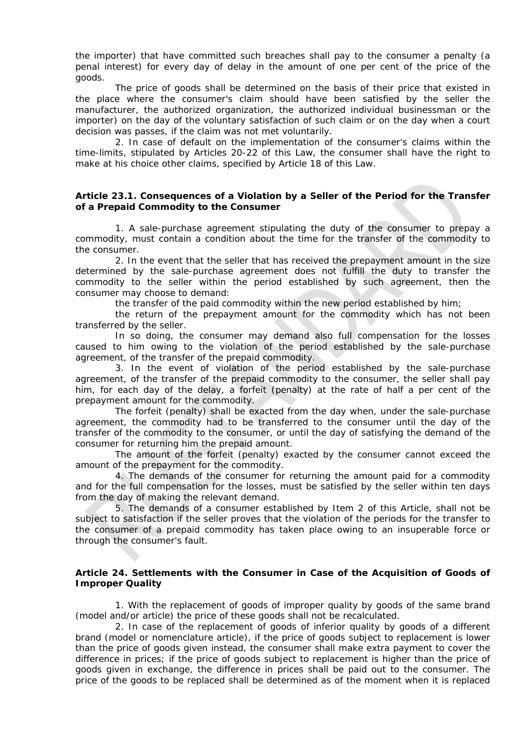the importer) that have committed such breaches shall pay to the consumer a penalty (a penal interest) for every day of delay in the amount of one per cent of the price of the goods.

The price of goods shall be determined on the basis of their price that existed in the place where the consumer's claim should have been satisfied by the seller the manufacturer, the authorized organization, the authorized individual businessman or the importer) on the day of the voluntary satisfaction of such claim or on the day when a court decision was passes, if the claim was not met voluntarily.

2. In case of default on the implementation of the consumer's claims within the time-limits, stipulated by Articles 20-22 of this Law, the consumer shall have the right to make at his choice other claims, specified by Article 18 of this Law.

**Article 23.1. Consequences of a Violation by a Seller of the Period for the Transfer of a Prepaid Commodity to the Consumer**

1. A sale-purchase agreement stipulating the duty of the consumer to prepay a commodity, must contain a condition about the time for the transfer of the commodity to the consumer.

2. In the event that the seller that has received the prepayment amount in the size determined by the sale-purchase agreement does not fulfill the duty to transfer the commodity to the seller within the period established by such agreement, then the consumer may choose to demand:

the transfer of the paid commodity within the new period established by him;

the return of the prepayment amount for the commodity which has not been transferred by the seller.

In so doing, the consumer may demand also full compensation for the losses caused to him owing to the violation of the period established by the sale-purchase agreement, of the transfer of the prepaid commodity.

3. In the event of violation of the period established by the sale-purchase agreement, of the transfer of the prepaid commodity to the consumer, the seller shall pay him, for each day of the delay, a forfeit (penalty) at the rate of half a per cent of the prepayment amount for the commodity.

The forfeit (penalty) shall be exacted from the day when, under the sale-purchase agreement, the commodity had to be transferred to the consumer until the day of the transfer of the commodity to the consumer, or until the day of satisfying the demand of the consumer for returning him the prepaid amount.

The amount of the forfeit (penalty) exacted by the consumer cannot exceed the amount of the prepayment for the commodity.

4. The demands of the consumer for returning the amount paid for a commodity and for the full compensation for the losses, must be satisfied by the seller within ten days from the day of making the relevant demand.

5. The demands of a consumer established by Item 2 of this Article, shall not be subject to satisfaction if the seller proves that the violation of the periods for the transfer to the consumer of a prepaid commodity has taken place owing to an insuperable force or through the consumer's fault.

**Article 24. Settlements with the Consumer in Case of the Acquisition of Goods of Improper Quality**

1. With the replacement of goods of improper quality by goods of the same brand (model and/or article) the price of these goods shall not be recalculated.

2. In case of the replacement of goods of inferior quality by goods of a different brand (model or nomenclature article), if the price of goods subject to replacement is lower than the price of goods given instead, the consumer shall make extra payment to cover the difference in prices; if the price of goods subject to replacement is higher than the price of goods given in exchange, the difference in prices shall be paid out to the consumer. The price of the goods to be replaced shall be determined as of the moment when it is replaced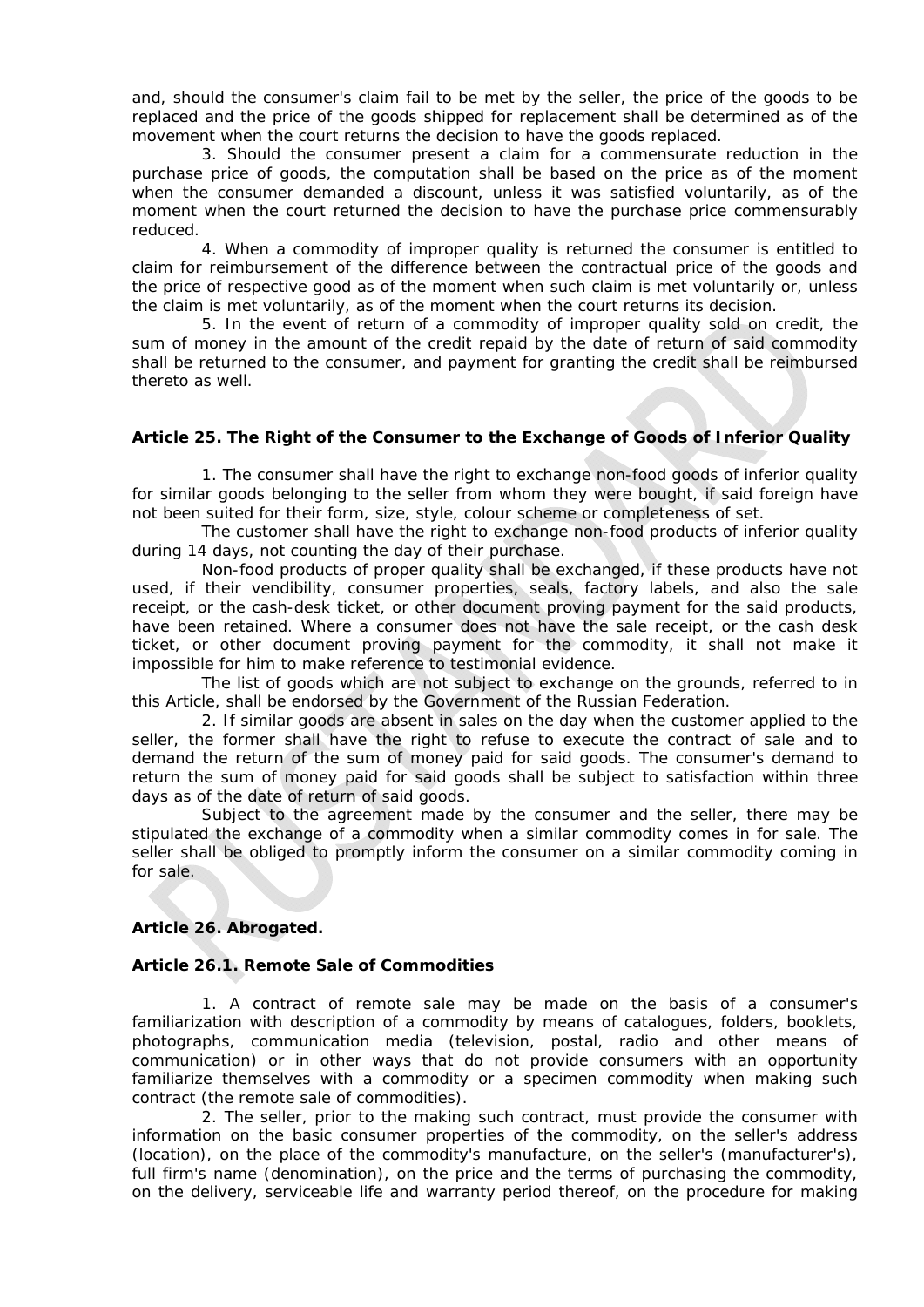and, should the consumer's claim fail to be met by the seller, the price of the goods to be replaced and the price of the goods shipped for replacement shall be determined as of the movement when the court returns the decision to have the goods replaced.

3. Should the consumer present a claim for a commensurate reduction in the purchase price of goods, the computation shall be based on the price as of the moment when the consumer demanded a discount, unless it was satisfied voluntarily, as of the moment when the court returned the decision to have the purchase price commensurably reduced.

4. When a commodity of improper quality is returned the consumer is entitled to claim for reimbursement of the difference between the contractual price of the goods and the price of respective good as of the moment when such claim is met voluntarily or, unless the claim is met voluntarily, as of the moment when the court returns its decision.

5. In the event of return of a commodity of improper quality sold on credit, the sum of money in the amount of the credit repaid by the date of return of said commodity shall be returned to the consumer, and payment for granting the credit shall be reimbursed thereto as well.

**Article 25. The Right of the Consumer to the Exchange of Goods of Inferior Quality**

1. The consumer shall have the right to exchange non-food goods of inferior quality for similar goods belonging to the seller from whom they were bought, if said foreign have not been suited for their form, size, style, colour scheme or completeness of set.

The customer shall have the right to exchange non-food products of inferior quality during 14 days, not counting the day of their purchase.

Non-food products of proper quality shall be exchanged, if these products have not used, if their vendibility, consumer properties, seals, factory labels, and also the sale receipt, or the cash-desk ticket, or other document proving payment for the said products, have been retained. Where a consumer does not have the sale receipt, or the cash desk ticket, or other document proving payment for the commodity, it shall not make it impossible for him to make reference to testimonial evidence.

The list of goods which are not subject to exchange on the grounds, referred to in this Article, shall be endorsed by the Government of the Russian Federation.

2. If similar goods are absent in sales on the day when the customer applied to the seller, the former shall have the right to refuse to execute the contract of sale and to demand the return of the sum of money paid for said goods. The consumer's demand to return the sum of money paid for said goods shall be subject to satisfaction within three days as of the date of return of said goods.

Subject to the agreement made by the consumer and the seller, there may be stipulated the exchange of a commodity when a similar commodity comes in for sale. The seller shall be obliged to promptly inform the consumer on a similar commodity coming in for sale.

**Article 26. Abrogated.**

**Article 26.1. Remote Sale of Commodities**

1. A contract of remote sale may be made on the basis of a consumer's familiarization with description of a commodity by means of catalogues, folders, booklets, photographs, communication media (television, postal, radio and other means of communication) or in other ways that do not provide consumers with an opportunity familiarize themselves with a commodity or a specimen commodity when making such contract (the remote sale of commodities).

2. The seller, prior to the making such contract, must provide the consumer with information on the basic consumer properties of the commodity, on the seller's address (location), on the place of the commodity's manufacture, on the seller's (manufacturer's), full firm's name (denomination), on the price and the terms of purchasing the commodity, on the delivery, serviceable life and warranty period thereof, on the procedure for making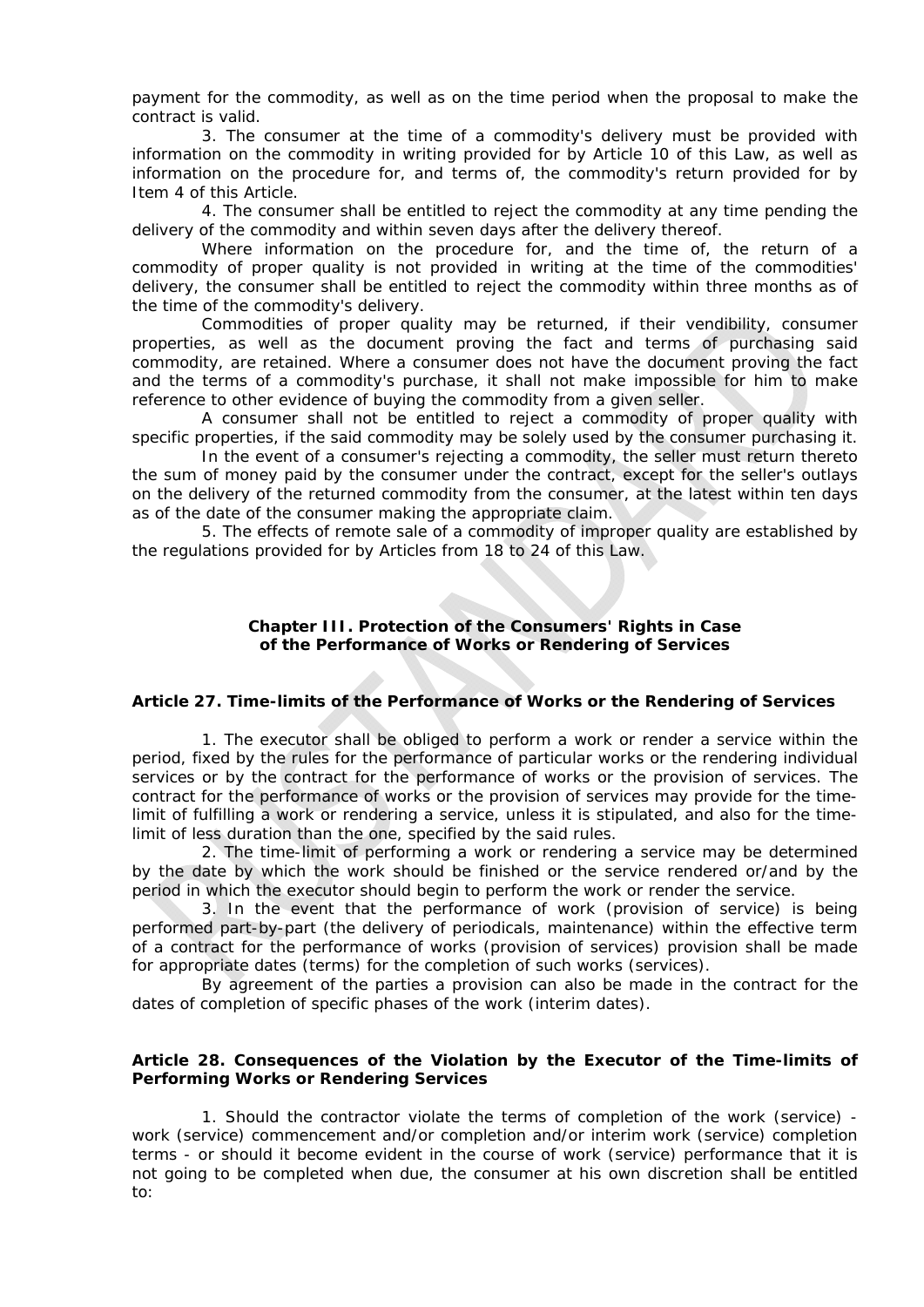payment for the commodity, as well as on the time period when the proposal to make the contract is valid.

3. The consumer at the time of a commodity's delivery must be provided with information on the commodity in writing provided for by Article 10 of this Law, as well as information on the procedure for, and terms of, the commodity's return provided for by Item 4 of this Article.

4. The consumer shall be entitled to reject the commodity at any time pending the delivery of the commodity and within seven days after the delivery thereof.

Where information on the procedure for, and the time of, the return of a commodity of proper quality is not provided in writing at the time of the commodities' delivery, the consumer shall be entitled to reject the commodity within three months as of the time of the commodity's delivery.

Commodities of proper quality may be returned, if their vendibility, consumer properties, as well as the document proving the fact and terms of purchasing said commodity, are retained. Where a consumer does not have the document proving the fact and the terms of a commodity's purchase, it shall not make impossible for him to make reference to other evidence of buying the commodity from a given seller.

A consumer shall not be entitled to reject a commodity of proper quality with specific properties, if the said commodity may be solely used by the consumer purchasing it.

In the event of a consumer's rejecting a commodity, the seller must return thereto the sum of money paid by the consumer under the contract, except for the seller's outlays on the delivery of the returned commodity from the consumer, at the latest within ten days as of the date of the consumer making the appropriate claim.

5. The effects of remote sale of a commodity of improper quality are established by the regulations provided for by Articles from 18 to 24 of this Law.

## Chapter III. Protection of the Consumers' Rights in Case of the Performance of Works or Rendering of Services

### Article 27. Time-limits of the Performance of Works or the Rendering of Services

1. The executor shall be obliged to perform a work or render a service within the period, fixed by the rules for the performance of particular works or the rendering individual services or by the contract for the performance of works or the provision of services. The contract for the performance of works or the provision of services may provide for the time-limit of fulfilling a work or rendering a service, unless it is stipulated, and also for the time-limit of less duration than the one, specified by the said rules.

2. The time-limit of performing a work or rendering a service may be determined by the date by which the work should be finished or the service rendered or/and by the period in which the executor should begin to perform the work or render the service.

3. In the event that the performance of work (provision of service) is being performed part-by-part (the delivery of periodicals, maintenance) within the effective term of a contract for the performance of works (provision of services) provision shall be made for appropriate dates (terms) for the completion of such works (services).

By agreement of the parties a provision can also be made in the contract for the dates of completion of specific phases of the work (interim dates).

### Article 28. Consequences of the Violation by the Executor of the Time-limits of Performing Works or Rendering Services

1. Should the contractor violate the terms of completion of the work (service) - work (service) commencement and/or completion and/or interim work (service) completion terms - or should it become evident in the course of work (service) performance that it is not going to be completed when due, the consumer at his own discretion shall be entitled to: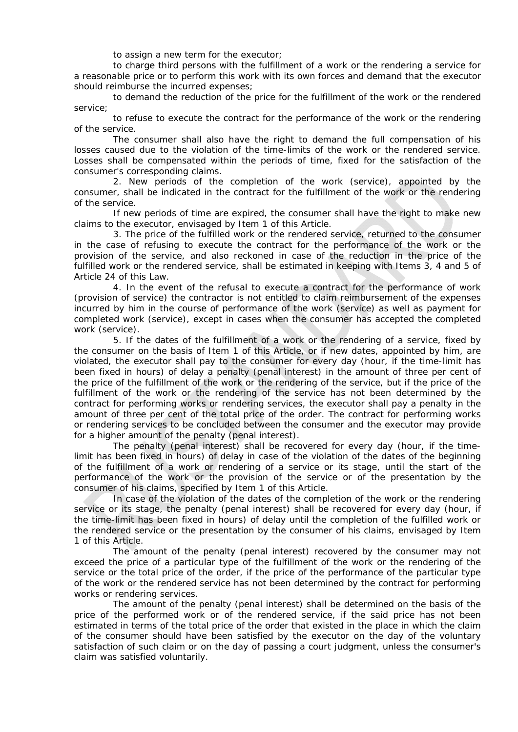to assign a new term for the executor;

to charge third persons with the fulfillment of a work or the rendering a service for a reasonable price or to perform this work with its own forces and demand that the executor should reimburse the incurred expenses;

to demand the reduction of the price for the fulfillment of the work or the rendered service;

to refuse to execute the contract for the performance of the work or the rendering of the service.

The consumer shall also have the right to demand the full compensation of his losses caused due to the violation of the time-limits of the work or the rendered service. Losses shall be compensated within the periods of time, fixed for the satisfaction of the consumer's corresponding claims.

2. New periods of the completion of the work (service), appointed by the consumer, shall be indicated in the contract for the fulfillment of the work or the rendering of the service.

If new periods of time are expired, the consumer shall have the right to make new claims to the executor, envisaged by Item 1 of this Article.

3. The price of the fulfilled work or the rendered service, returned to the consumer in the case of refusing to execute the contract for the performance of the work or the provision of the service, and also reckoned in case of the reduction in the price of the fulfilled work or the rendered service, shall be estimated in keeping with Items 3, 4 and 5 of Article 24 of this Law.

4. In the event of the refusal to execute a contract for the performance of work (provision of service) the contractor is not entitled to claim reimbursement of the expenses incurred by him in the course of performance of the work (service) as well as payment for completed work (service), except in cases when the consumer has accepted the completed work (service).

5. If the dates of the fulfillment of a work or the rendering of a service, fixed by the consumer on the basis of Item 1 of this Article, or if new dates, appointed by him, are violated, the executor shall pay to the consumer for every day (hour, if the time-limit has been fixed in hours) of delay a penalty (penal interest) in the amount of three per cent of the price of the fulfillment of the work or the rendering of the service, but if the price of the fulfillment of the work or the rendering of the service has not been determined by the contract for performing works or rendering services, the executor shall pay a penalty in the amount of three per cent of the total price of the order. The contract for performing works or rendering services to be concluded between the consumer and the executor may provide for a higher amount of the penalty (penal interest).

The penalty (penal interest) shall be recovered for every day (hour, if the time-limit has been fixed in hours) of delay in case of the violation of the dates of the beginning of the fulfillment of a work or rendering of a service or its stage, until the start of the performance of the work or the provision of the service or of the presentation by the consumer of his claims, specified by Item 1 of this Article.

In case of the violation of the dates of the completion of the work or the rendering service or its stage, the penalty (penal interest) shall be recovered for every day (hour, if the time-limit has been fixed in hours) of delay until the completion of the fulfilled work or the rendered service or the presentation by the consumer of his claims, envisaged by Item 1 of this Article.

The amount of the penalty (penal interest) recovered by the consumer may not exceed the price of a particular type of the fulfillment of the work or the rendering of the service or the total price of the order, if the price of the performance of the particular type of the work or the rendered service has not been determined by the contract for performing works or rendering services.

The amount of the penalty (penal interest) shall be determined on the basis of the price of the performed work or of the rendered service, if the said price has not been estimated in terms of the total price of the order that existed in the place in which the claim of the consumer should have been satisfied by the executor on the day of the voluntary satisfaction of such claim or on the day of passing a court judgment, unless the consumer's claim was satisfied voluntarily.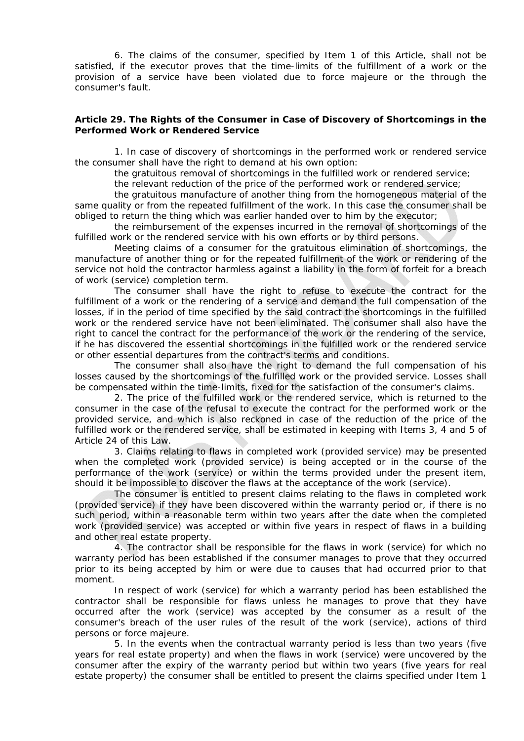6. The claims of the consumer, specified by Item 1 of this Article, shall not be satisfied, if the executor proves that the time-limits of the fulfillment of a work or the provision of a service have been violated due to force majeure or the through the consumer's fault.

**Article 29. The Rights of the Consumer in Case of Discovery of Shortcomings in the Performed Work or Rendered Service**

1. In case of discovery of shortcomings in the performed work or rendered service the consumer shall have the right to demand at his own option:

the gratuitous removal of shortcomings in the fulfilled work or rendered service;

the relevant reduction of the price of the performed work or rendered service;

the gratuitous manufacture of another thing from the homogeneous material of the same quality or from the repeated fulfillment of the work. In this case the consumer shall be obliged to return the thing which was earlier handed over to him by the executor;

the reimbursement of the expenses incurred in the removal of shortcomings of the fulfilled work or the rendered service with his own efforts or by third persons.

Meeting claims of a consumer for the gratuitous elimination of shortcomings, the manufacture of another thing or for the repeated fulfillment of the work or rendering of the service not hold the contractor harmless against a liability in the form of forfeit for a breach of work (service) completion term.

The consumer shall have the right to refuse to execute the contract for the fulfillment of a work or the rendering of a service and demand the full compensation of the losses, if in the period of time specified by the said contract the shortcomings in the fulfilled work or the rendered service have not been eliminated. The consumer shall also have the right to cancel the contract for the performance of the work or the rendering of the service, if he has discovered the essential shortcomings in the fulfilled work or the rendered service or other essential departures from the contract's terms and conditions.

The consumer shall also have the right to demand the full compensation of his losses caused by the shortcomings of the fulfilled work or the provided service. Losses shall be compensated within the time-limits, fixed for the satisfaction of the consumer's claims.

2. The price of the fulfilled work or the rendered service, which is returned to the consumer in the case of the refusal to execute the contract for the performed work or the provided service, and which is also reckoned in case of the reduction of the price of the fulfilled work or the rendered service, shall be estimated in keeping with Items 3, 4 and 5 of Article 24 of this Law.

3. Claims relating to flaws in completed work (provided service) may be presented when the completed work (provided service) is being accepted or in the course of the performance of the work (service) or within the terms provided under the present item, should it be impossible to discover the flaws at the acceptance of the work (service).

The consumer is entitled to present claims relating to the flaws in completed work (provided service) if they have been discovered within the warranty period or, if there is no such period, within a reasonable term within two years after the date when the completed work (provided service) was accepted or within five years in respect of flaws in a building and other real estate property.

4. The contractor shall be responsible for the flaws in work (service) for which no warranty period has been established if the consumer manages to prove that they occurred prior to its being accepted by him or were due to causes that had occurred prior to that moment.

In respect of work (service) for which a warranty period has been established the contractor shall be responsible for flaws unless he manages to prove that they have occurred after the work (service) was accepted by the consumer as a result of the consumer's breach of the user rules of the result of the work (service), actions of third persons or force majeure.

5. In the events when the contractual warranty period is less than two years (five years for real estate property) and when the flaws in work (service) were uncovered by the consumer after the expiry of the warranty period but within two years (five years for real estate property) the consumer shall be entitled to present the claims specified under Item 1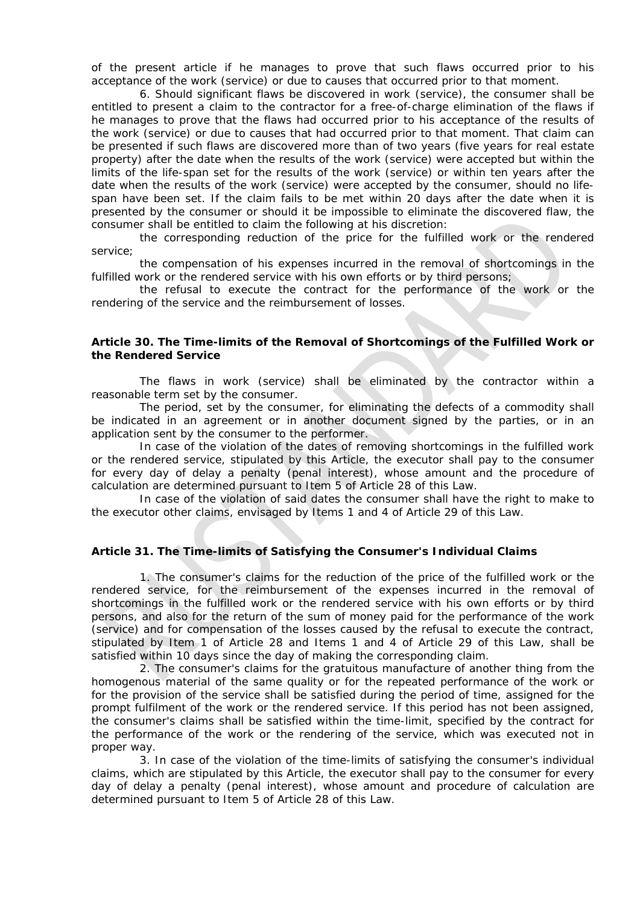of the present article if he manages to prove that such flaws occurred prior to his acceptance of the work (service) or due to causes that occurred prior to that moment.

6. Should significant flaws be discovered in work (service), the consumer shall be entitled to present a claim to the contractor for a free-of-charge elimination of the flaws if he manages to prove that the flaws had occurred prior to his acceptance of the results of the work (service) or due to causes that had occurred prior to that moment. That claim can be presented if such flaws are discovered more than of two years (five years for real estate property) after the date when the results of the work (service) were accepted but within the limits of the life-span set for the results of the work (service) or within ten years after the date when the results of the work (service) were accepted by the consumer, should no life-span have been set. If the claim fails to be met within 20 days after the date when it is presented by the consumer or should it be impossible to eliminate the discovered flaw, the consumer shall be entitled to claim the following at his discretion:

the corresponding reduction of the price for the fulfilled work or the rendered service;

the compensation of his expenses incurred in the removal of shortcomings in the fulfilled work or the rendered service with his own efforts or by third persons;

the refusal to execute the contract for the performance of the work or the rendering of the service and the reimbursement of losses.

### Article 30. The Time-limits of the Removal of Shortcomings of the Fulfilled Work or the Rendered Service

The flaws in work (service) shall be eliminated by the contractor within a reasonable term set by the consumer.

The period, set by the consumer, for eliminating the defects of a commodity shall be indicated in an agreement or in another document signed by the parties, or in an application sent by the consumer to the performer.

In case of the violation of the dates of removing shortcomings in the fulfilled work or the rendered service, stipulated by this Article, the executor shall pay to the consumer for every day of delay a penalty (penal interest), whose amount and the procedure of calculation are determined pursuant to Item 5 of Article 28 of this Law.

In case of the violation of said dates the consumer shall have the right to make to the executor other claims, envisaged by Items 1 and 4 of Article 29 of this Law.

### Article 31. The Time-limits of Satisfying the Consumer's Individual Claims

1. The consumer's claims for the reduction of the price of the fulfilled work or the rendered service, for the reimbursement of the expenses incurred in the removal of shortcomings in the fulfilled work or the rendered service with his own efforts or by third persons, and also for the return of the sum of money paid for the performance of the work (service) and for compensation of the losses caused by the refusal to execute the contract, stipulated by Item 1 of Article 28 and Items 1 and 4 of Article 29 of this Law, shall be satisfied within 10 days since the day of making the corresponding claim.

2. The consumer's claims for the gratuitous manufacture of another thing from the homogenous material of the same quality or for the repeated performance of the work or for the provision of the service shall be satisfied during the period of time, assigned for the prompt fulfilment of the work or the rendered service. If this period has not been assigned, the consumer's claims shall be satisfied within the time-limit, specified by the contract for the performance of the work or the rendering of the service, which was executed not in proper way.

3. In case of the violation of the time-limits of satisfying the consumer's individual claims, which are stipulated by this Article, the executor shall pay to the consumer for every day of delay a penalty (penal interest), whose amount and procedure of calculation are determined pursuant to Item 5 of Article 28 of this Law.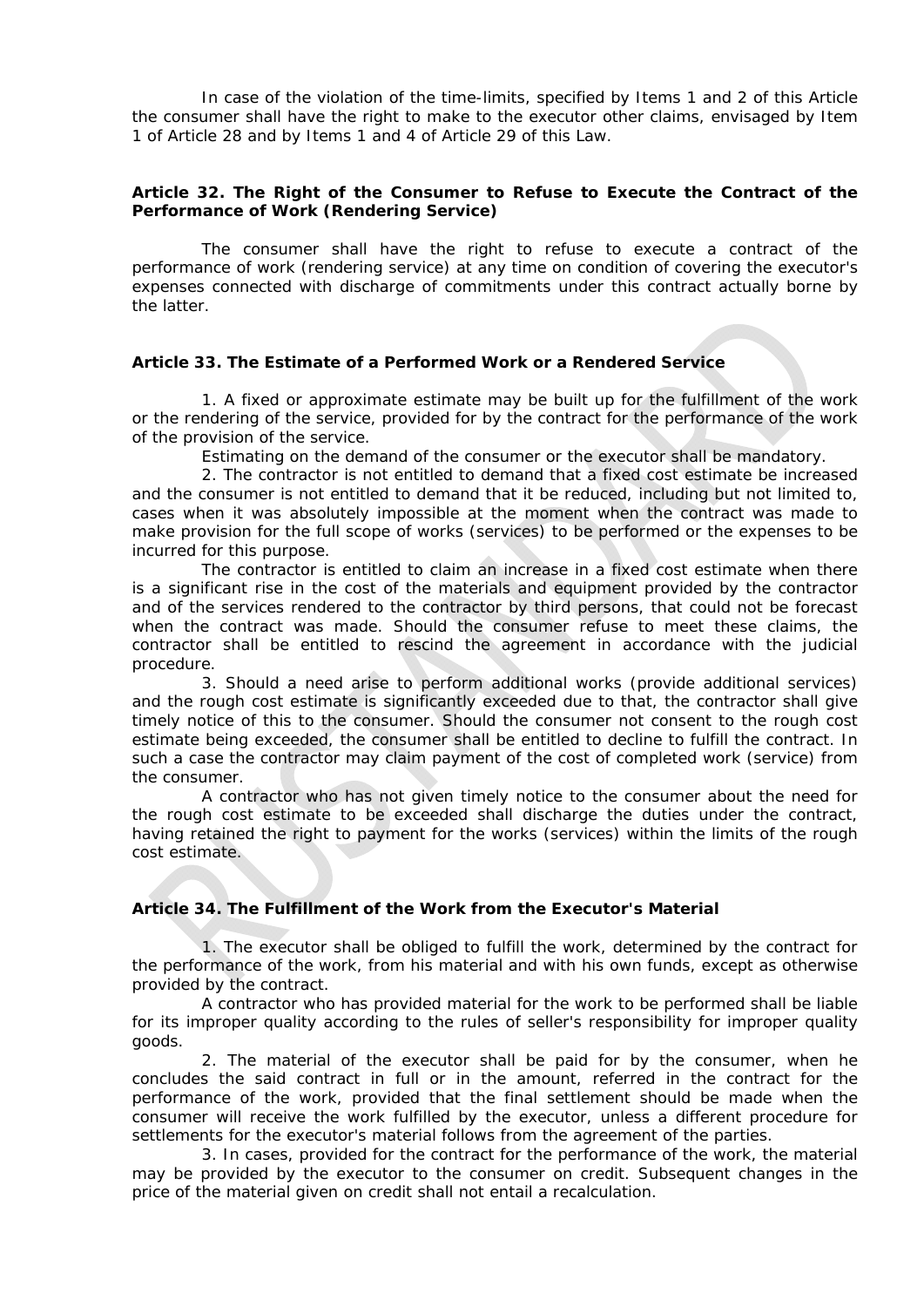In case of the violation of the time-limits, specified by Items 1 and 2 of this Article the consumer shall have the right to make to the executor other claims, envisaged by Item 1 of Article 28 and by Items 1 and 4 of Article 29 of this Law.

### Article 32. The Right of the Consumer to Refuse to Execute the Contract of the Performance of Work (Rendering Service)

The consumer shall have the right to refuse to execute a contract of the performance of work (rendering service) at any time on condition of covering the executor's expenses connected with discharge of commitments under this contract actually borne by the latter.

### Article 33. The Estimate of a Performed Work or a Rendered Service

1. A fixed or approximate estimate may be built up for the fulfillment of the work or the rendering of the service, provided for by the contract for the performance of the work of the provision of the service.

Estimating on the demand of the consumer or the executor shall be mandatory.

2. The contractor is not entitled to demand that a fixed cost estimate be increased and the consumer is not entitled to demand that it be reduced, including but not limited to, cases when it was absolutely impossible at the moment when the contract was made to make provision for the full scope of works (services) to be performed or the expenses to be incurred for this purpose.

The contractor is entitled to claim an increase in a fixed cost estimate when there is a significant rise in the cost of the materials and equipment provided by the contractor and of the services rendered to the contractor by third persons, that could not be forecast when the contract was made. Should the consumer refuse to meet these claims, the contractor shall be entitled to rescind the agreement in accordance with the judicial procedure.

3. Should a need arise to perform additional works (provide additional services) and the rough cost estimate is significantly exceeded due to that, the contractor shall give timely notice of this to the consumer. Should the consumer not consent to the rough cost estimate being exceeded, the consumer shall be entitled to decline to fulfill the contract. In such a case the contractor may claim payment of the cost of completed work (service) from the consumer.

A contractor who has not given timely notice to the consumer about the need for the rough cost estimate to be exceeded shall discharge the duties under the contract, having retained the right to payment for the works (services) within the limits of the rough cost estimate.

### Article 34. The Fulfillment of the Work from the Executor's Material

1. The executor shall be obliged to fulfill the work, determined by the contract for the performance of the work, from his material and with his own funds, except as otherwise provided by the contract.

A contractor who has provided material for the work to be performed shall be liable for its improper quality according to the rules of seller's responsibility for improper quality goods.

2. The material of the executor shall be paid for by the consumer, when he concludes the said contract in full or in the amount, referred in the contract for the performance of the work, provided that the final settlement should be made when the consumer will receive the work fulfilled by the executor, unless a different procedure for settlements for the executor's material follows from the agreement of the parties.

3. In cases, provided for the contract for the performance of the work, the material may be provided by the executor to the consumer on credit. Subsequent changes in the price of the material given on credit shall not entail a recalculation.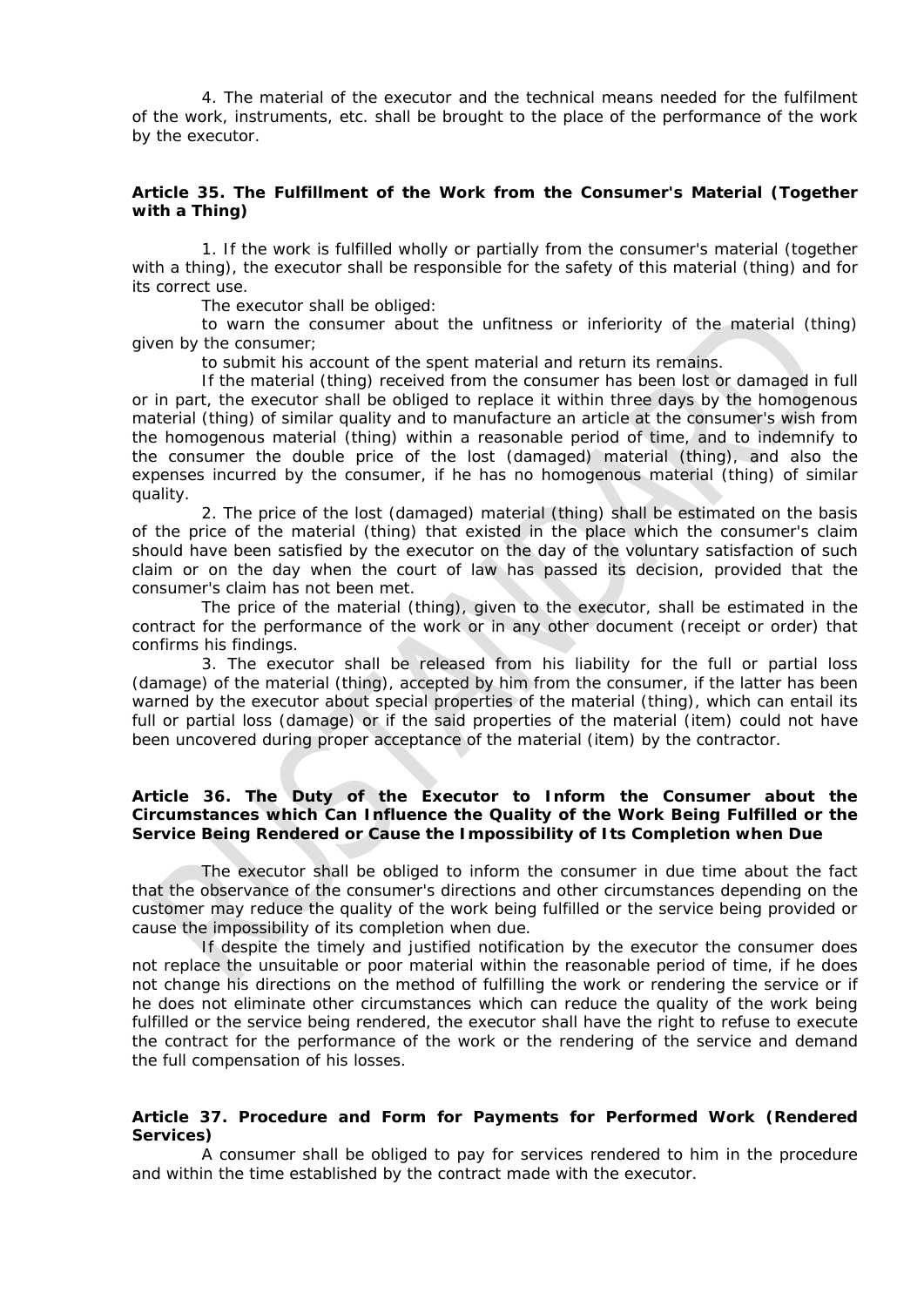4. The material of the executor and the technical means needed for the fulfilment of the work, instruments, etc. shall be brought to the place of the performance of the work by the executor.

### Article 35. The Fulfillment of the Work from the Consumer's Material (Together with a Thing)

1. If the work is fulfilled wholly or partially from the consumer's material (together with a thing), the executor shall be responsible for the safety of this material (thing) and for its correct use.

The executor shall be obliged:

to warn the consumer about the unfitness or inferiority of the material (thing) given by the consumer;

to submit his account of the spent material and return its remains.

If the material (thing) received from the consumer has been lost or damaged in full or in part, the executor shall be obliged to replace it within three days by the homogenous material (thing) of similar quality and to manufacture an article at the consumer's wish from the homogenous material (thing) within a reasonable period of time, and to indemnify to the consumer the double price of the lost (damaged) material (thing), and also the expenses incurred by the consumer, if he has no homogenous material (thing) of similar quality.

2. The price of the lost (damaged) material (thing) shall be estimated on the basis of the price of the material (thing) that existed in the place which the consumer's claim should have been satisfied by the executor on the day of the voluntary satisfaction of such claim or on the day when the court of law has passed its decision, provided that the consumer's claim has not been met.

The price of the material (thing), given to the executor, shall be estimated in the contract for the performance of the work or in any other document (receipt or order) that confirms his findings.

3. The executor shall be released from his liability for the full or partial loss (damage) of the material (thing), accepted by him from the consumer, if the latter has been warned by the executor about special properties of the material (thing), which can entail its full or partial loss (damage) or if the said properties of the material (item) could not have been uncovered during proper acceptance of the material (item) by the contractor.

### Article 36. The Duty of the Executor to Inform the Consumer about the Circumstances which Can Influence the Quality of the Work Being Fulfilled or the Service Being Rendered or Cause the Impossibility of Its Completion when Due

The executor shall be obliged to inform the consumer in due time about the fact that the observance of the consumer's directions and other circumstances depending on the customer may reduce the quality of the work being fulfilled or the service being provided or cause the impossibility of its completion when due.

If despite the timely and justified notification by the executor the consumer does not replace the unsuitable or poor material within the reasonable period of time, if he does not change his directions on the method of fulfilling the work or rendering the service or if he does not eliminate other circumstances which can reduce the quality of the work being fulfilled or the service being rendered, the executor shall have the right to refuse to execute the contract for the performance of the work or the rendering of the service and demand the full compensation of his losses.

### Article 37. Procedure and Form for Payments for Performed Work (Rendered Services)

A consumer shall be obliged to pay for services rendered to him in the procedure and within the time established by the contract made with the executor.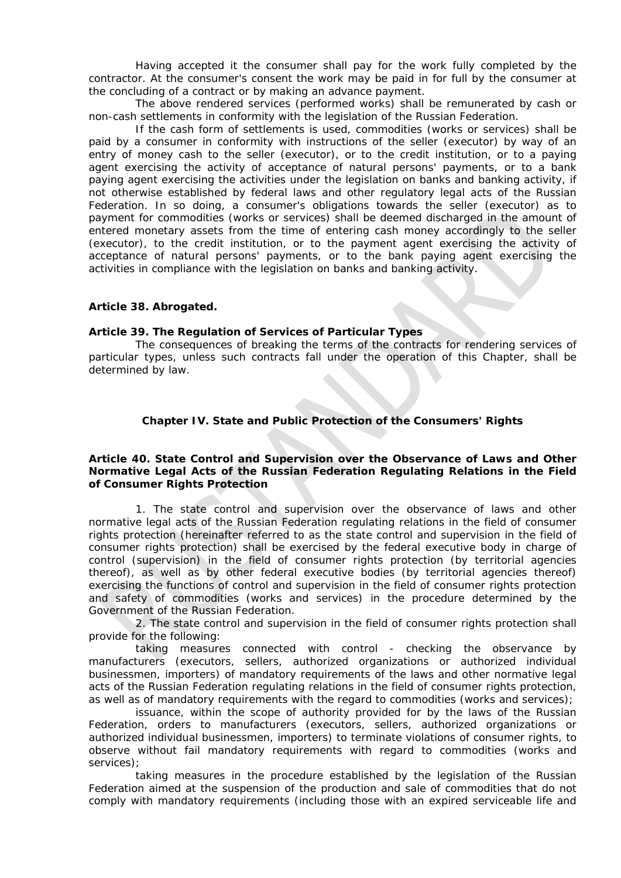Having accepted it the consumer shall pay for the work fully completed by the contractor. At the consumer's consent the work may be paid in for full by the consumer at the concluding of a contract or by making an advance payment.

The above rendered services (performed works) shall be remunerated by cash or non-cash settlements in conformity with the legislation of the Russian Federation.

If the cash form of settlements is used, commodities (works or services) shall be paid by a consumer in conformity with instructions of the seller (executor) by way of an entry of money cash to the seller (executor), or to the credit institution, or to a paying agent exercising the activity of acceptance of natural persons' payments, or to a bank paying agent exercising the activities under the legislation on banks and banking activity, if not otherwise established by federal laws and other regulatory legal acts of the Russian Federation. In so doing, a consumer's obligations towards the seller (executor) as to payment for commodities (works or services) shall be deemed discharged in the amount of entered monetary assets from the time of entering cash money accordingly to the seller (executor), to the credit institution, or to the payment agent exercising the activity of acceptance of natural persons' payments, or to the bank paying agent exercising the activities in compliance with the legislation on banks and banking activity.

**Article 38. Abrogated.**

**Article 39. The Regulation of Services of Particular Types**

The consequences of breaking the terms of the contracts for rendering services of particular types, unless such contracts fall under the operation of this Chapter, shall be determined by law.

## Chapter IV. State and Public Protection of the Consumers' Rights

**Article 40. State Control and Supervision over the Observance of Laws and Other Normative Legal Acts of the Russian Federation Regulating Relations in the Field of Consumer Rights Protection**

1. The state control and supervision over the observance of laws and other normative legal acts of the Russian Federation regulating relations in the field of consumer rights protection (hereinafter referred to as the state control and supervision in the field of consumer rights protection) shall be exercised by the federal executive body in charge of control (supervision) in the field of consumer rights protection (by territorial agencies thereof), as well as by other federal executive bodies (by territorial agencies thereof) exercising the functions of control and supervision in the field of consumer rights protection and safety of commodities (works and services) in the procedure determined by the Government of the Russian Federation.

2. The state control and supervision in the field of consumer rights protection shall provide for the following:

taking measures connected with control - checking the observance by manufacturers (executors, sellers, authorized organizations or authorized individual businessmen, importers) of mandatory requirements of the laws and other normative legal acts of the Russian Federation regulating relations in the field of consumer rights protection, as well as of mandatory requirements with the regard to commodities (works and services);

issuance, within the scope of authority provided for by the laws of the Russian Federation, orders to manufacturers (executors, sellers, authorized organizations or authorized individual businessmen, importers) to terminate violations of consumer rights, to observe without fail mandatory requirements with regard to commodities (works and services);

taking measures in the procedure established by the legislation of the Russian Federation aimed at the suspension of the production and sale of commodities that do not comply with mandatory requirements (including those with an expired serviceable life and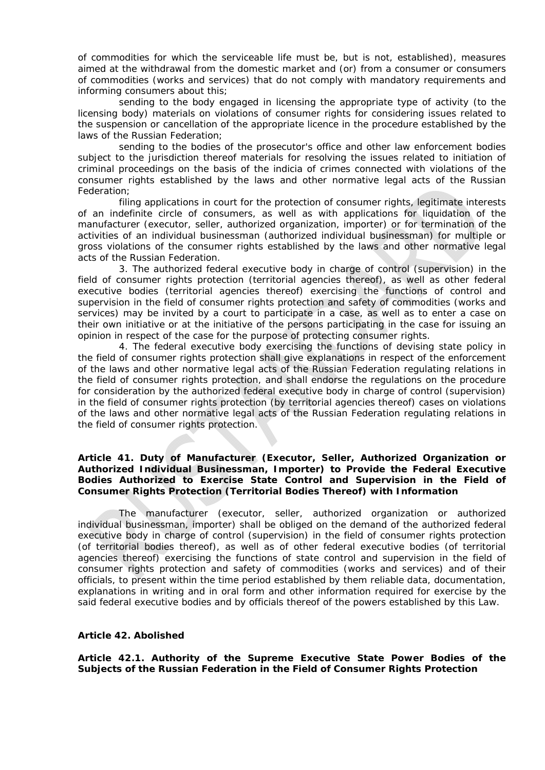of commodities for which the serviceable life must be, but is not, established), measures aimed at the withdrawal from the domestic market and (or) from a consumer or consumers of commodities (works and services) that do not comply with mandatory requirements and informing consumers about this;

sending to the body engaged in licensing the appropriate type of activity (to the licensing body) materials on violations of consumer rights for considering issues related to the suspension or cancellation of the appropriate licence in the procedure established by the laws of the Russian Federation;

sending to the bodies of the prosecutor's office and other law enforcement bodies subject to the jurisdiction thereof materials for resolving the issues related to initiation of criminal proceedings on the basis of the indicia of crimes connected with violations of the consumer rights established by the laws and other normative legal acts of the Russian Federation;

filing applications in court for the protection of consumer rights, legitimate interests of an indefinite circle of consumers, as well as with applications for liquidation of the manufacturer (executor, seller, authorized organization, importer) or for termination of the activities of an individual businessman (authorized individual businessman) for multiple or gross violations of the consumer rights established by the laws and other normative legal acts of the Russian Federation.

3. The authorized federal executive body in charge of control (supervision) in the field of consumer rights protection (territorial agencies thereof), as well as other federal executive bodies (territorial agencies thereof) exercising the functions of control and supervision in the field of consumer rights protection and safety of commodities (works and services) may be invited by a court to participate in a case, as well as to enter a case on their own initiative or at the initiative of the persons participating in the case for issuing an opinion in respect of the case for the purpose of protecting consumer rights.

4. The federal executive body exercising the functions of devising state policy in the field of consumer rights protection shall give explanations in respect of the enforcement of the laws and other normative legal acts of the Russian Federation regulating relations in the field of consumer rights protection, and shall endorse the regulations on the procedure for consideration by the authorized federal executive body in charge of control (supervision) in the field of consumer rights protection (by territorial agencies thereof) cases on violations of the laws and other normative legal acts of the Russian Federation regulating relations in the field of consumer rights protection.

**Article 41. Duty of Manufacturer (Executor, Seller, Authorized Organization or Authorized Individual Businessman, Importer) to Provide the Federal Executive Bodies Authorized to Exercise State Control and Supervision in the Field of Consumer Rights Protection (Territorial Bodies Thereof) with Information**

The manufacturer (executor, seller, authorized organization or authorized individual businessman, importer) shall be obliged on the demand of the authorized federal executive body in charge of control (supervision) in the field of consumer rights protection (of territorial bodies thereof), as well as of other federal executive bodies (of territorial agencies thereof) exercising the functions of state control and supervision in the field of consumer rights protection and safety of commodities (works and services) and of their officials, to present within the time period established by them reliable data, documentation, explanations in writing and in oral form and other information required for exercise by the said federal executive bodies and by officials thereof of the powers established by this Law.

**Article 42. Abolished**

**Article 42.1. Authority of the Supreme Executive State Power Bodies of the Subjects of the Russian Federation in the Field of Consumer Rights Protection**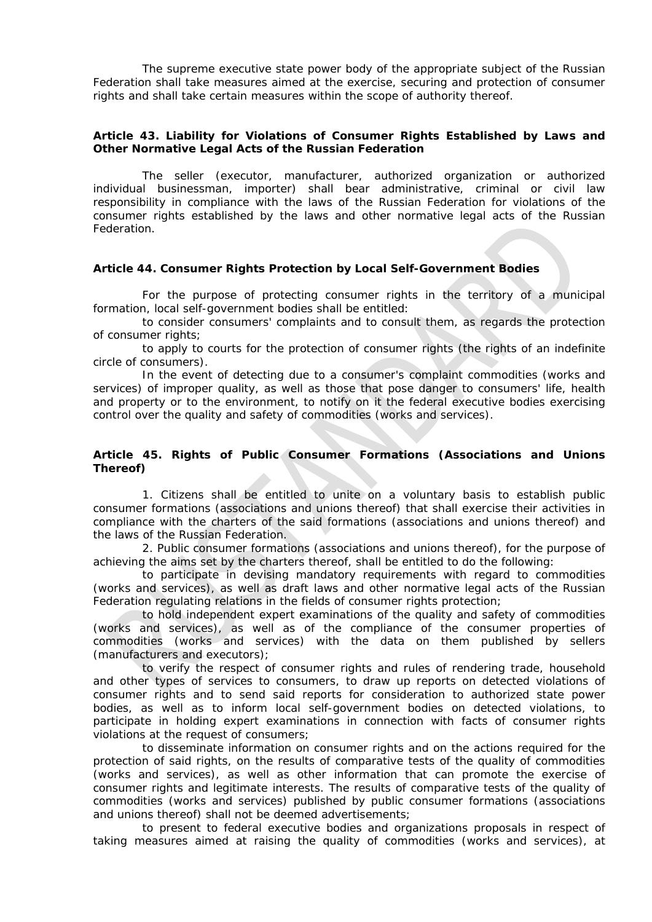The supreme executive state power body of the appropriate subject of the Russian Federation shall take measures aimed at the exercise, securing and protection of consumer rights and shall take certain measures within the scope of authority thereof.

### Article 43. Liability for Violations of Consumer Rights Established by Laws and Other Normative Legal Acts of the Russian Federation

The seller (executor, manufacturer, authorized organization or authorized individual businessman, importer) shall bear administrative, criminal or civil law responsibility in compliance with the laws of the Russian Federation for violations of the consumer rights established by the laws and other normative legal acts of the Russian Federation.

### Article 44. Consumer Rights Protection by Local Self-Government Bodies

For the purpose of protecting consumer rights in the territory of a municipal formation, local self-government bodies shall be entitled:

to consider consumers' complaints and to consult them, as regards the protection of consumer rights;

to apply to courts for the protection of consumer rights (the rights of an indefinite circle of consumers).

In the event of detecting due to a consumer's complaint commodities (works and services) of improper quality, as well as those that pose danger to consumers' life, health and property or to the environment, to notify on it the federal executive bodies exercising control over the quality and safety of commodities (works and services).

### Article 45. Rights of Public Consumer Formations (Associations and Unions Thereof)

1. Citizens shall be entitled to unite on a voluntary basis to establish public consumer formations (associations and unions thereof) that shall exercise their activities in compliance with the charters of the said formations (associations and unions thereof) and the laws of the Russian Federation.

2. Public consumer formations (associations and unions thereof), for the purpose of achieving the aims set by the charters thereof, shall be entitled to do the following:

to participate in devising mandatory requirements with regard to commodities (works and services), as well as draft laws and other normative legal acts of the Russian Federation regulating relations in the fields of consumer rights protection;

to hold independent expert examinations of the quality and safety of commodities (works and services), as well as of the compliance of the consumer properties of commodities (works and services) with the data on them published by sellers (manufacturers and executors);

to verify the respect of consumer rights and rules of rendering trade, household and other types of services to consumers, to draw up reports on detected violations of consumer rights and to send said reports for consideration to authorized state power bodies, as well as to inform local self-government bodies on detected violations, to participate in holding expert examinations in connection with facts of consumer rights violations at the request of consumers;

to disseminate information on consumer rights and on the actions required for the protection of said rights, on the results of comparative tests of the quality of commodities (works and services), as well as other information that can promote the exercise of consumer rights and legitimate interests. The results of comparative tests of the quality of commodities (works and services) published by public consumer formations (associations and unions thereof) shall not be deemed advertisements;

to present to federal executive bodies and organizations proposals in respect of taking measures aimed at raising the quality of commodities (works and services), at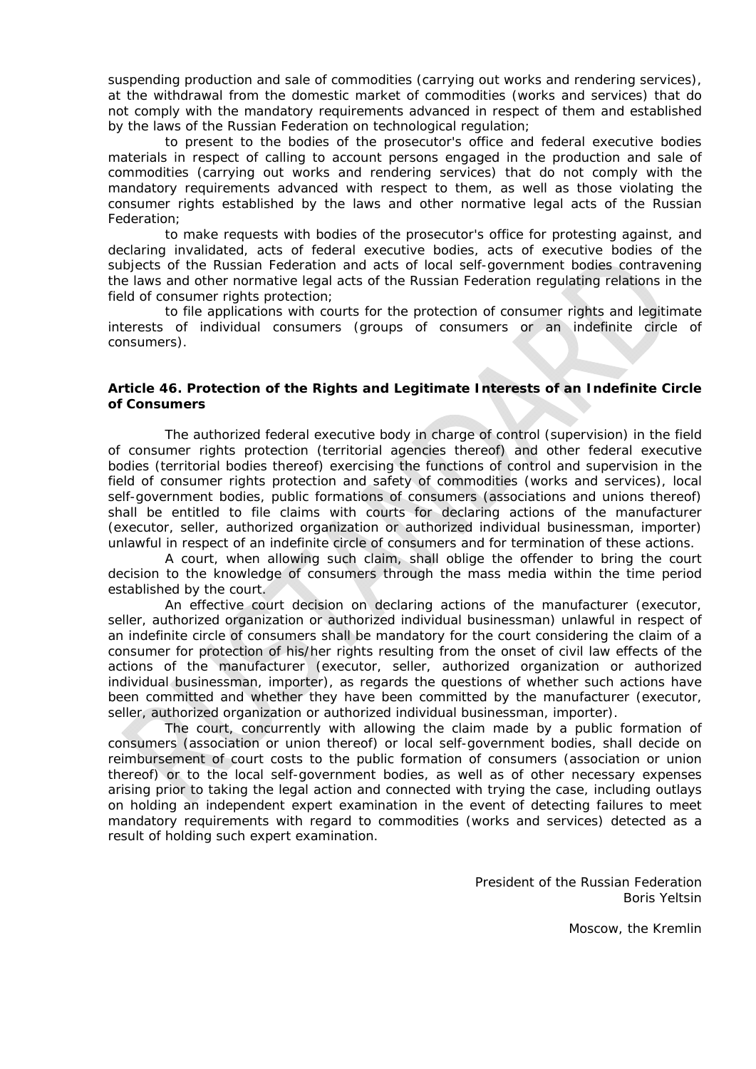suspending production and sale of commodities (carrying out works and rendering services), at the withdrawal from the domestic market of commodities (works and services) that do not comply with the mandatory requirements advanced in respect of them and established by the laws of the Russian Federation on technological regulation;

to present to the bodies of the prosecutor's office and federal executive bodies materials in respect of calling to account persons engaged in the production and sale of commodities (carrying out works and rendering services) that do not comply with the mandatory requirements advanced with respect to them, as well as those violating the consumer rights established by the laws and other normative legal acts of the Russian Federation;

to make requests with bodies of the prosecutor's office for protesting against, and declaring invalidated, acts of federal executive bodies, acts of executive bodies of the subjects of the Russian Federation and acts of local self-government bodies contravening the laws and other normative legal acts of the Russian Federation regulating relations in the field of consumer rights protection;

to file applications with courts for the protection of consumer rights and legitimate interests of individual consumers (groups of consumers or an indefinite circle of consumers).

**Article 46. Protection of the Rights and Legitimate Interests of an Indefinite Circle of Consumers**

The authorized federal executive body in charge of control (supervision) in the field of consumer rights protection (territorial agencies thereof) and other federal executive bodies (territorial bodies thereof) exercising the functions of control and supervision in the field of consumer rights protection and safety of commodities (works and services), local self-government bodies, public formations of consumers (associations and unions thereof) shall be entitled to file claims with courts for declaring actions of the manufacturer (executor, seller, authorized organization or authorized individual businessman, importer) unlawful in respect of an indefinite circle of consumers and for termination of these actions.

A court, when allowing such claim, shall oblige the offender to bring the court decision to the knowledge of consumers through the mass media within the time period established by the court.

An effective court decision on declaring actions of the manufacturer (executor, seller, authorized organization or authorized individual businessman) unlawful in respect of an indefinite circle of consumers shall be mandatory for the court considering the claim of a consumer for protection of his/her rights resulting from the onset of civil law effects of the actions of the manufacturer (executor, seller, authorized organization or authorized individual businessman, importer), as regards the questions of whether such actions have been committed and whether they have been committed by the manufacturer (executor, seller, authorized organization or authorized individual businessman, importer).

The court, concurrently with allowing the claim made by a public formation of consumers (association or union thereof) or local self-government bodies, shall decide on reimbursement of court costs to the public formation of consumers (association or union thereof) or to the local self-government bodies, as well as of other necessary expenses arising prior to taking the legal action and connected with trying the case, including outlays on holding an independent expert examination in the event of detecting failures to meet mandatory requirements with regard to commodities (works and services) detected as a result of holding such expert examination.

President of the Russian Federation
Boris Yeltsin

Moscow, the Kremlin